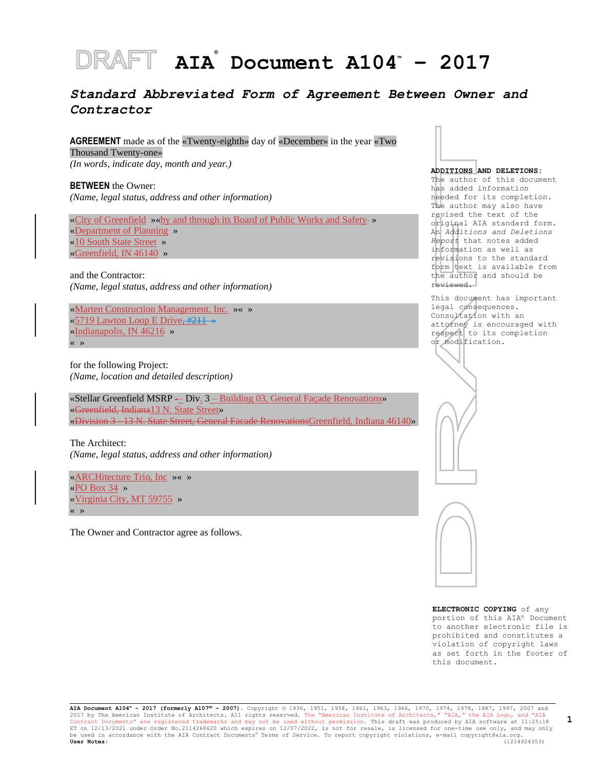# DRAFT AIA® Document A104™ – 2017

## *Standard Abbreviated Form of Agreement Between Owner and Contractor*

**AGREEMENT** made as of the «Twenty-eighth» day of «December» in the year «Two Thousand Twenty-one»
*(In words, indicate day, month and year.)*

**BETWEEN** the Owner:
*(Name, legal status, address and other information)*

«City of Greenfield »«by and through its Board of Public Works and Safety »
«Department of Planning »
«10 South State Street »
«Greenfield, IN 46140 »

and the Contractor:
*(Name, legal status, address and other information)*

«Marten Construction Management, Inc. »« »
«5719 Lawton Loop E Drive, #211 »
«Indianapolis, IN 46216 »
« »

for the following Project:
*(Name, location and detailed description)*

«Stellar Greenfield MSRP – Div. 3 – Building 03, General Façade Renovations»
«Greenfield, Indiana13 N. State Street»
«Division 3 - 13 N. State Street, General Facade RenovationsGreenfield, Indiana 46140»

The Architect:
*(Name, legal status, address and other information)*

«ARCHitecture Trio, Inc »« »
«PO Box 34 »
«Virginia City, MT 59755 »
« »

The Owner and Contractor agree as follows.

**ADDITIONS AND DELETIONS:**
The author of this document has added information needed for its completion. The author may also have revised the text of the original AIA standard form. An *Additions and Deletions Report* that notes added information as well as revisions to the standard form text is available from the author and should be reviewed.

This document has important legal consequences. Consultation with an attorney is encouraged with respect to its completion or modification.

**ELECTRONIC COPYING** of any portion of this AIA® Document to another electronic file is prohibited and constitutes a violation of copyright laws as set forth in the footer of this document.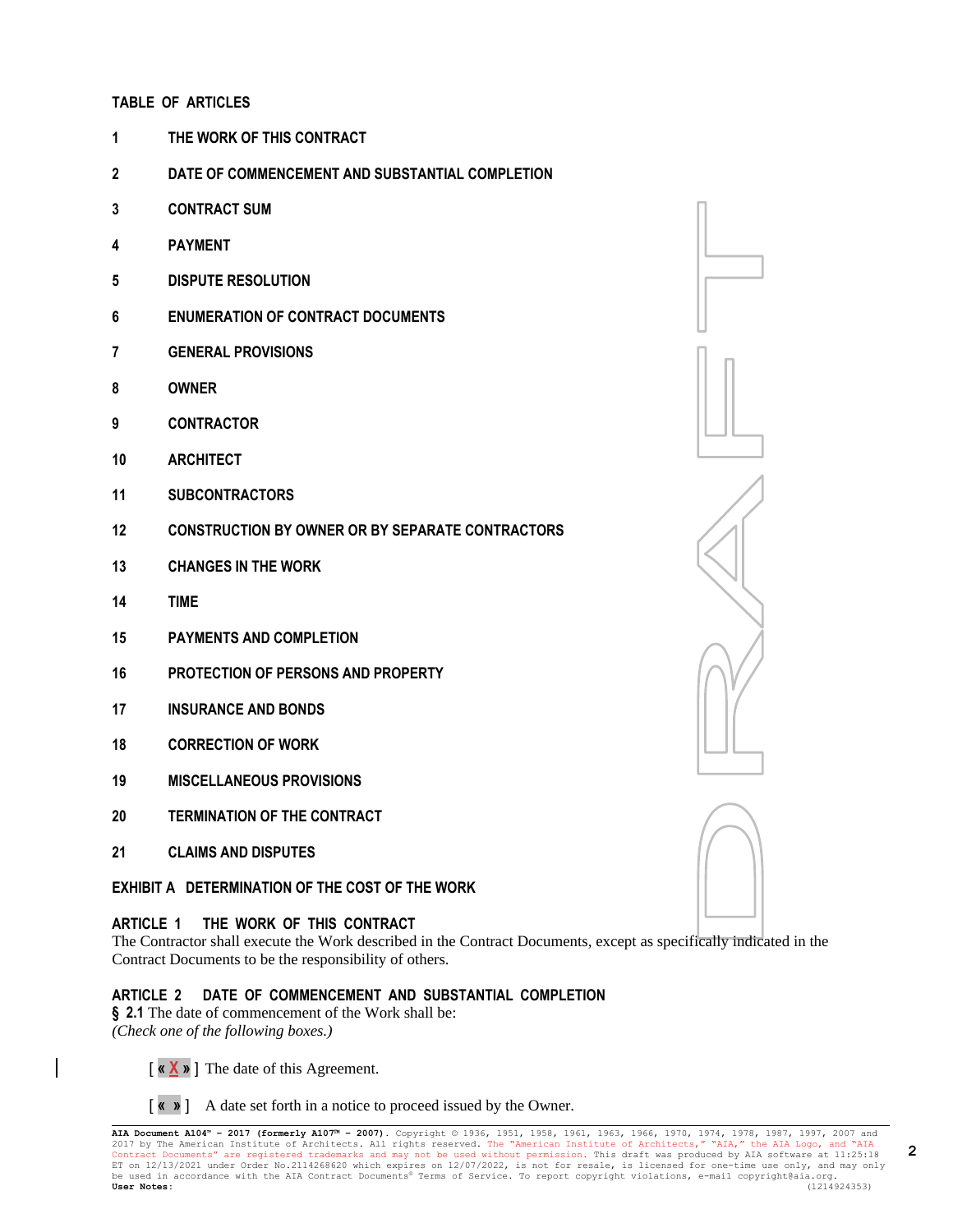**TABLE OF ARTICLES**

1 THE WORK OF THIS CONTRACT

2 DATE OF COMMENCEMENT AND SUBSTANTIAL COMPLETION

3 CONTRACT SUM

4 PAYMENT

5 DISPUTE RESOLUTION

6 ENUMERATION OF CONTRACT DOCUMENTS

7 GENERAL PROVISIONS

8 OWNER

9 CONTRACTOR

10 ARCHITECT

11 SUBCONTRACTORS

12 CONSTRUCTION BY OWNER OR BY SEPARATE CONTRACTORS

13 CHANGES IN THE WORK

14 TIME

15 PAYMENTS AND COMPLETION

16 PROTECTION OF PERSONS AND PROPERTY

17 INSURANCE AND BONDS

18 CORRECTION OF WORK

19 MISCELLANEOUS PROVISIONS

20 TERMINATION OF THE CONTRACT

21 CLAIMS AND DISPUTES

EXHIBIT A DETERMINATION OF THE COST OF THE WORK

## ARTICLE 1 THE WORK OF THIS CONTRACT

The Contractor shall execute the Work described in the Contract Documents, except as specifically indicated in the Contract Documents to be the responsibility of others.

## ARTICLE 2 DATE OF COMMENCEMENT AND SUBSTANTIAL COMPLETION

**§ 2.1** The date of commencement of the Work shall be:
*(Check one of the following boxes.)*

[ « X » ] The date of this Agreement.

[ « » ] A date set forth in a notice to proceed issued by the Owner.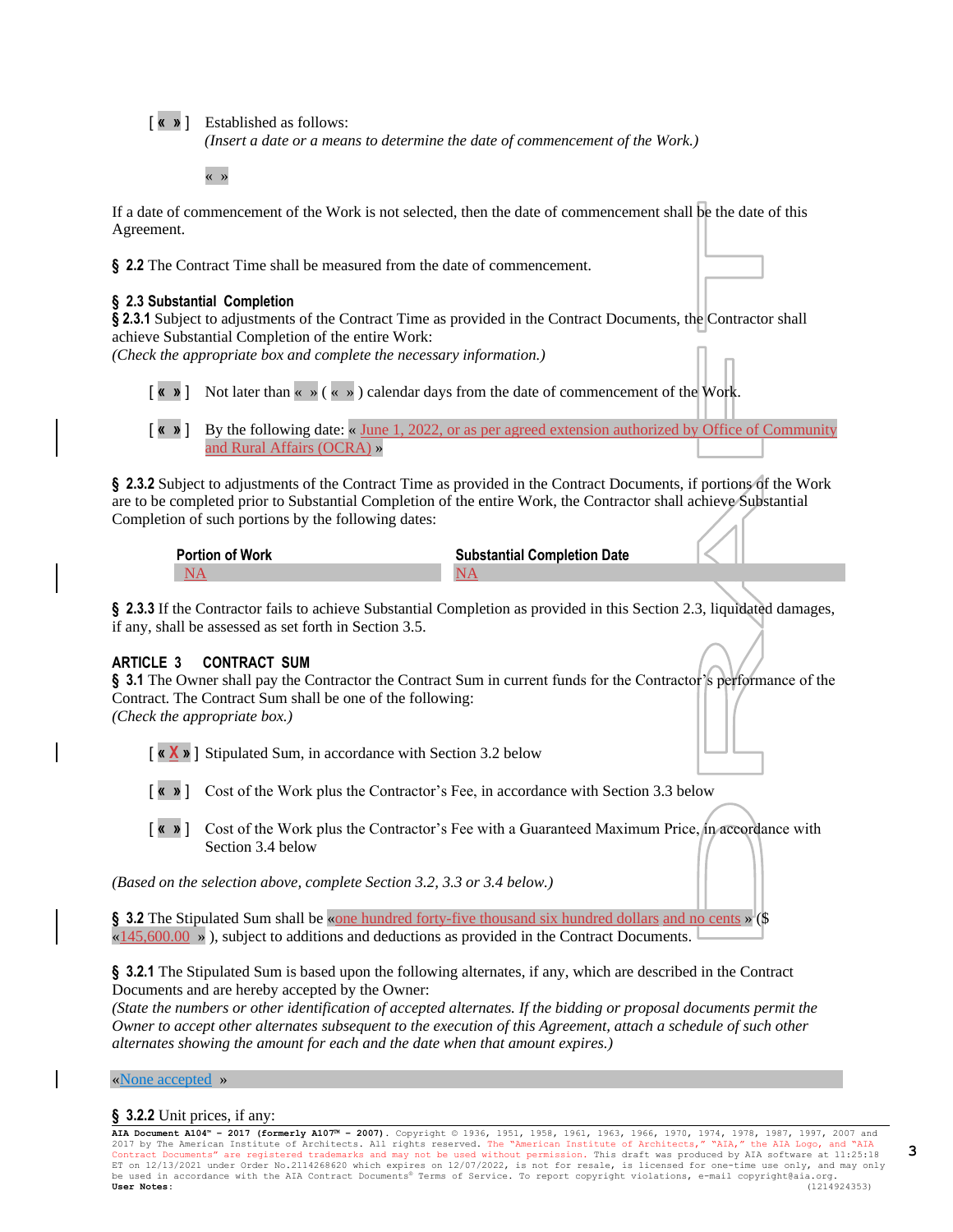[ « » ] Established as follows:
*(Insert a date or a means to determine the date of commencement of the Work.)*

« »

If a date of commencement of the Work is not selected, then the date of commencement shall be the date of this Agreement.

**§ 2.2** The Contract Time shall be measured from the date of commencement.

**§ 2.3 Substantial Completion**

**§ 2.3.1** Subject to adjustments of the Contract Time as provided in the Contract Documents, the Contractor shall achieve Substantial Completion of the entire Work:
*(Check the appropriate box and complete the necessary information.)*

[ « » ] Not later than « » ( « » ) calendar days from the date of commencement of the Work.

[ « » ] By the following date: « June 1, 2022, or as per agreed extension authorized by Office of Community and Rural Affairs (OCRA) »

**§ 2.3.2** Subject to adjustments of the Contract Time as provided in the Contract Documents, if portions of the Work are to be completed prior to Substantial Completion of the entire Work, the Contractor shall achieve Substantial Completion of such portions by the following dates:

| Portion of Work | Substantial Completion Date |
| --- | --- |
| NA | NA |

**§ 2.3.3** If the Contractor fails to achieve Substantial Completion as provided in this Section 2.3, liquidated damages, if any, shall be assessed as set forth in Section 3.5.

## ARTICLE 3 CONTRACT SUM

**§ 3.1** The Owner shall pay the Contractor the Contract Sum in current funds for the Contractor's performance of the Contract. The Contract Sum shall be one of the following:
*(Check the appropriate box.)*

[ « X » ] Stipulated Sum, in accordance with Section 3.2 below

[ « » ] Cost of the Work plus the Contractor's Fee, in accordance with Section 3.3 below

[ « » ] Cost of the Work plus the Contractor's Fee with a Guaranteed Maximum Price, in accordance with Section 3.4 below

*(Based on the selection above, complete Section 3.2, 3.3 or 3.4 below.)*

**§ 3.2** The Stipulated Sum shall be «one hundred forty-five thousand six hundred dollars and no cents » ($ «145,600.00 » ), subject to additions and deductions as provided in the Contract Documents.

**§ 3.2.1** The Stipulated Sum is based upon the following alternates, if any, which are described in the Contract Documents and are hereby accepted by the Owner:
*(State the numbers or other identification of accepted alternates. If the bidding or proposal documents permit the Owner to accept other alternates subsequent to the execution of this Agreement, attach a schedule of such other alternates showing the amount for each and the date when that amount expires.)*

«None accepted »

**§ 3.2.2** Unit prices, if any:

**AIA Document A104™ – 2017 (formerly A107™ – 2007).** Copyright © 1936, 1951, 1958, 1961, 1963, 1966, 1970, 1974, 1978, 1987, 1997, 2007 and 2017 by The American Institute of Architects. All rights reserved. The "American Institute of Architects," "AIA," the AIA Logo, and "AIA Contract Documents" are registered trademarks and may not be used without permission. This draft was produced by AIA software at 11:25:18 ET on 12/13/2021 under Order No.2114268620 which expires on 12/07/2022, is not for resale, is licensed for one-time use only, and may only be used in accordance with the AIA Contract Documents® Terms of Service. To report copyright violations, e-mail copyright@aia.org.
**User Notes:** (1214924353)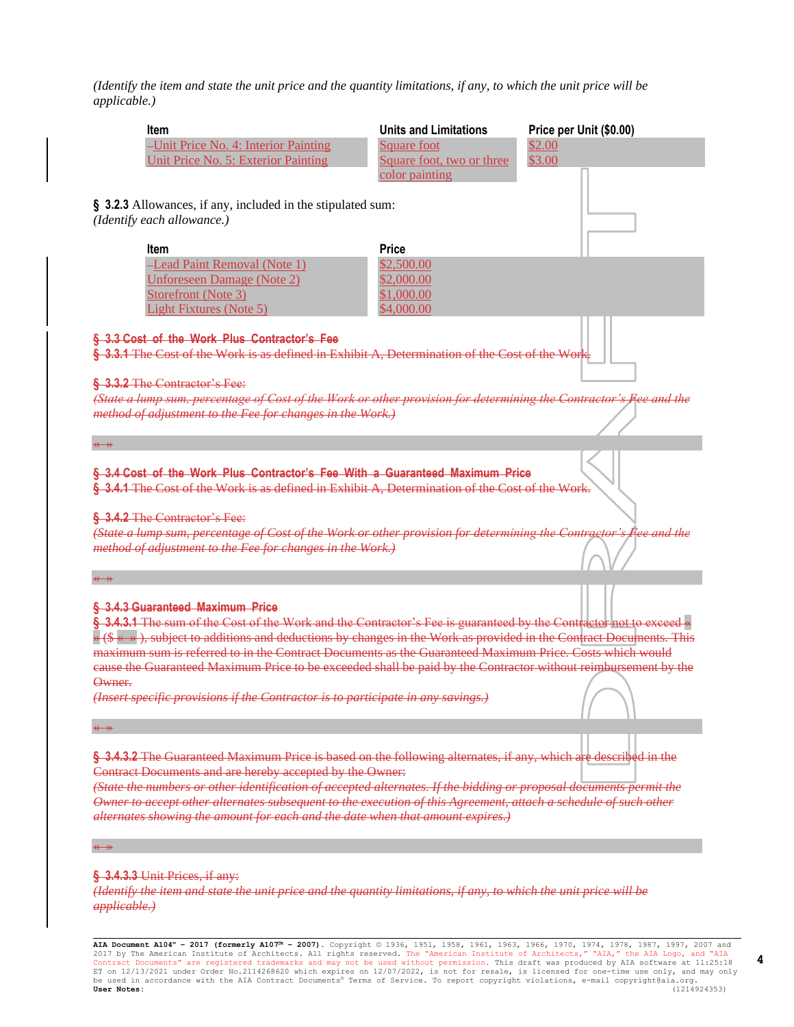*(Identify the item and state the unit price and the quantity limitations, if any, to which the unit price will be applicable.)*

| Item | Units and Limitations | Price per Unit ($0.00) |
|---|---|---|
| Unit Price No. 4: Interior Painting | Square foot | $2.00 |
| Unit Price No. 5: Exterior Painting | Square foot, two or three color painting | $3.00 |

**§ 3.2.3** Allowances, if any, included in the stipulated sum:
*(Identify each allowance.)*

| Item | Price |
|---|---|
| Lead Paint Removal (Note 1) | $2,500.00 |
| Unforeseen Damage (Note 2) | $2,000.00 |
| Storefront (Note 3) | $1,000.00 |
| Light Fixtures (Note 5) | $4,000.00 |

~~**§ 3.3 Cost of the Work Plus Contractor's Fee**~~
~~**§ 3.3.1** The Cost of the Work is as defined in Exhibit A, Determination of the Cost of the Work.~~

~~**§ 3.3.2** The Contractor's Fee:~~
~~*(State a lump sum, percentage of Cost of the Work or other provision for determining the Contractor's Fee and the method of adjustment to the Fee for changes in the Work.)*~~

~~« »~~

~~**§ 3.4 Cost of the Work Plus Contractor's Fee With a Guaranteed Maximum Price**~~
~~**§ 3.4.1** The Cost of the Work is as defined in Exhibit A, Determination of the Cost of the Work.~~

~~**§ 3.4.2** The Contractor's Fee:~~
~~*(State a lump sum, percentage of Cost of the Work or other provision for determining the Contractor's Fee and the method of adjustment to the Fee for changes in the Work.)*~~

~~« »~~

~~**§ 3.4.3 Guaranteed Maximum Price**~~
~~**§ 3.4.3.1** The sum of the Cost of the Work and the Contractor's Fee is guaranteed by the Contractor not to exceed « » ($ « » ), subject to additions and deductions by changes in the Work as provided in the Contract Documents. This maximum sum is referred to in the Contract Documents as the Guaranteed Maximum Price. Costs which would cause the Guaranteed Maximum Price to be exceeded shall be paid by the Contractor without reimbursement by the Owner.~~
~~*(Insert specific provisions if the Contractor is to participate in any savings.)*~~

~~« »~~

~~**§ 3.4.3.2** The Guaranteed Maximum Price is based on the following alternates, if any, which are described in the Contract Documents and are hereby accepted by the Owner:~~
~~*(State the numbers or other identification of accepted alternates. If the bidding or proposal documents permit the Owner to accept other alternates subsequent to the execution of this Agreement, attach a schedule of such other alternates showing the amount for each and the date when that amount expires.)*~~

~~« »~~

~~**§ 3.4.3.3** Unit Prices, if any:~~
~~*(Identify the item and state the unit price and the quantity limitations, if any, to which the unit price will be applicable.)*~~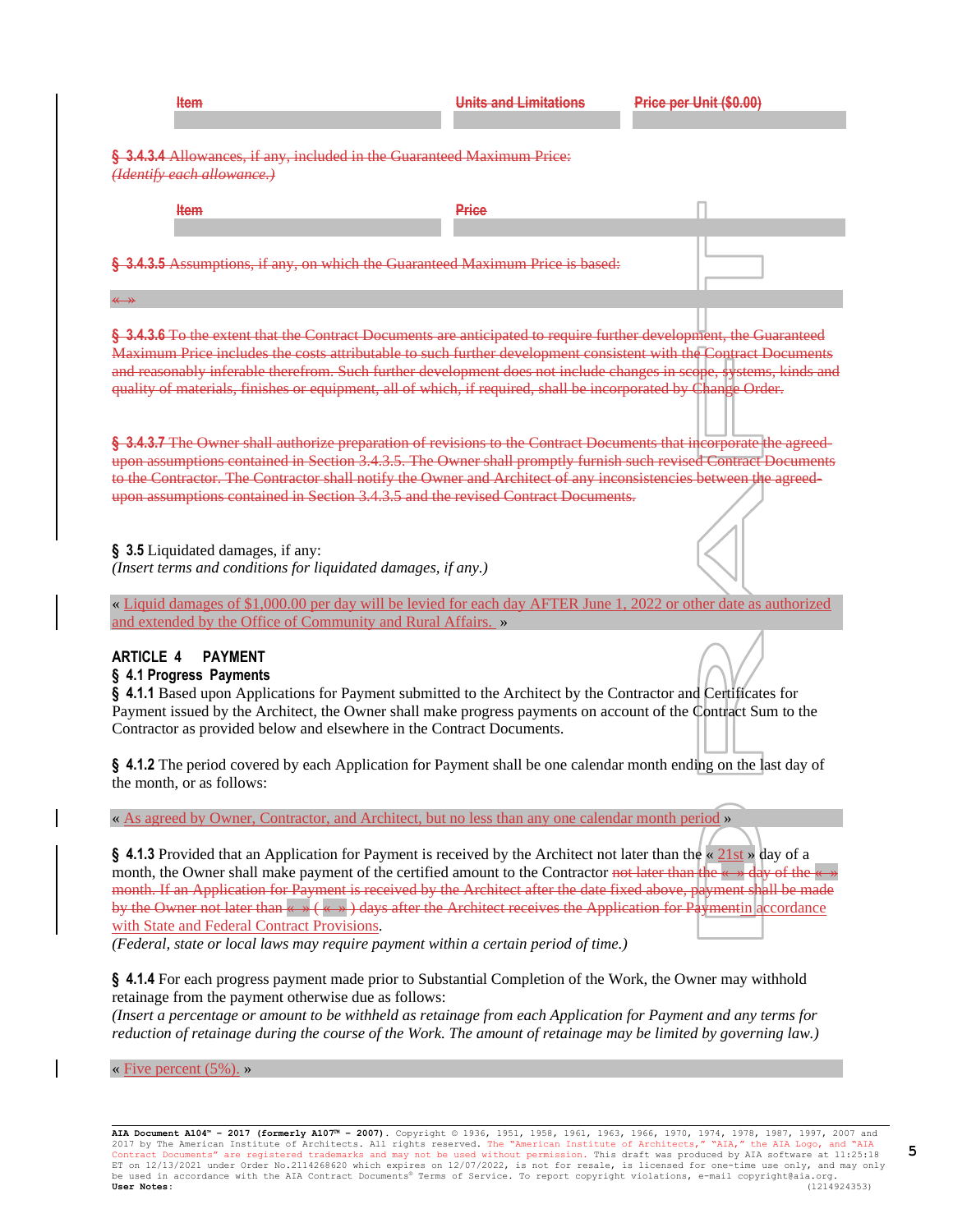| Item | Units and Limitations | Price per Unit ($0.00) |
| --- | --- | --- |
| | | |

**§ 3.4.3.4** Allowances, if any, included in the Guaranteed Maximum Price:
*(Identify each allowance.)*

| Item | Price |
| --- | --- |
| | |

**§ 3.4.3.5** Assumptions, if any, on which the Guaranteed Maximum Price is based:

« »

**§ 3.4.3.6** To the extent that the Contract Documents are anticipated to require further development, the Guaranteed Maximum Price includes the costs attributable to such further development consistent with the Contract Documents and reasonably inferable therefrom. Such further development does not include changes in scope, systems, kinds and quality of materials, finishes or equipment, all of which, if required, shall be incorporated by Change Order.

**§ 3.4.3.7** The Owner shall authorize preparation of revisions to the Contract Documents that incorporate the agreed-upon assumptions contained in Section 3.4.3.5. The Owner shall promptly furnish such revised Contract Documents to the Contractor. The Contractor shall notify the Owner and Architect of any inconsistencies between the agreed-upon assumptions contained in Section 3.4.3.5 and the revised Contract Documents.

**§ 3.5** Liquidated damages, if any:
*(Insert terms and conditions for liquidated damages, if any.)*

« Liquid damages of $1,000.00 per day will be levied for each day AFTER June 1, 2022 or other date as authorized and extended by the Office of Community and Rural Affairs. »

## ARTICLE 4 PAYMENT

### § 4.1 Progress Payments

**§ 4.1.1** Based upon Applications for Payment submitted to the Architect by the Contractor and Certificates for Payment issued by the Architect, the Owner shall make progress payments on account of the Contract Sum to the Contractor as provided below and elsewhere in the Contract Documents.

**§ 4.1.2** The period covered by each Application for Payment shall be one calendar month ending on the last day of the month, or as follows:

« As agreed by Owner, Contractor, and Architect, but no less than any one calendar month period »

**§ 4.1.3** Provided that an Application for Payment is received by the Architect not later than the « 21st » day of a month, the Owner shall make payment of the certified amount to the Contractor not later than the « » day of the « » month. If an Application for Payment is received by the Architect after the date fixed above, payment shall be made by the Owner not later than « » ( « » ) days after the Architect receives the Application for Paymentin accordance with State and Federal Contract Provisions.
*(Federal, state or local laws may require payment within a certain period of time.)*

**§ 4.1.4** For each progress payment made prior to Substantial Completion of the Work, the Owner may withhold retainage from the payment otherwise due as follows:
*(Insert a percentage or amount to be withheld as retainage from each Application for Payment and any terms for reduction of retainage during the course of the Work. The amount of retainage may be limited by governing law.)*

« Five percent (5%). »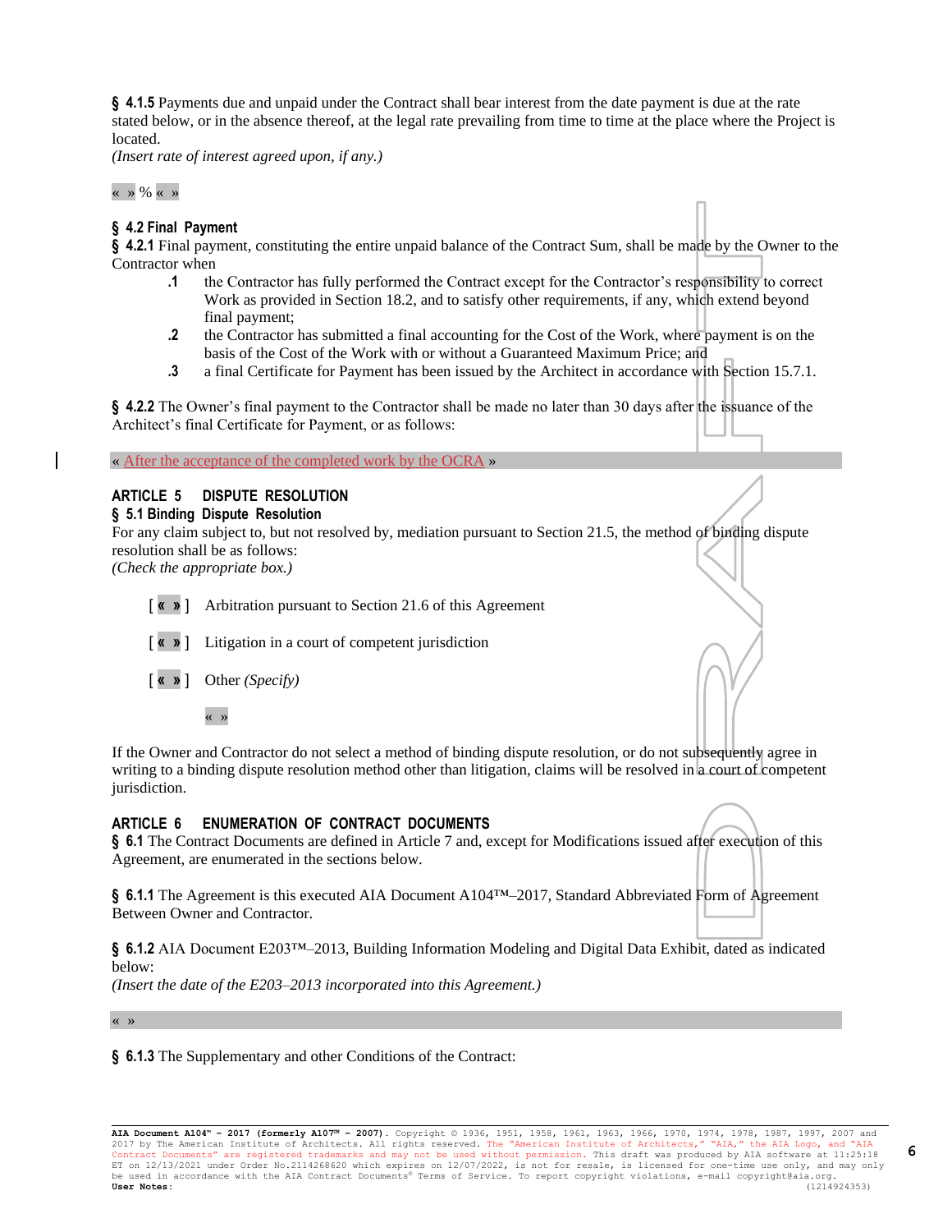**§ 4.1.5** Payments due and unpaid under the Contract shall bear interest from the date payment is due at the rate stated below, or in the absence thereof, at the legal rate prevailing from time to time at the place where the Project is located.
*(Insert rate of interest agreed upon, if any.)*

« » % « »

### § 4.2 Final Payment

**§ 4.2.1** Final payment, constituting the entire unpaid balance of the Contract Sum, shall be made by the Owner to the Contractor when

**.1** the Contractor has fully performed the Contract except for the Contractor's responsibility to correct Work as provided in Section 18.2, and to satisfy other requirements, if any, which extend beyond final payment;

**.2** the Contractor has submitted a final accounting for the Cost of the Work, where payment is on the basis of the Cost of the Work with or without a Guaranteed Maximum Price; and

**.3** a final Certificate for Payment has been issued by the Architect in accordance with Section 15.7.1.

**§ 4.2.2** The Owner's final payment to the Contractor shall be made no later than 30 days after the issuance of the Architect's final Certificate for Payment, or as follows:

« After the acceptance of the completed work by the OCRA »

## ARTICLE 5 DISPUTE RESOLUTION

### § 5.1 Binding Dispute Resolution

For any claim subject to, but not resolved by, mediation pursuant to Section 21.5, the method of binding dispute resolution shall be as follows:
*(Check the appropriate box.)*

[ « » ] Arbitration pursuant to Section 21.6 of this Agreement

[ « » ] Litigation in a court of competent jurisdiction

[ « » ] Other *(Specify)*

« »

If the Owner and Contractor do not select a method of binding dispute resolution, or do not subsequently agree in writing to a binding dispute resolution method other than litigation, claims will be resolved in a court of competent jurisdiction.

## ARTICLE 6 ENUMERATION OF CONTRACT DOCUMENTS

**§ 6.1** The Contract Documents are defined in Article 7 and, except for Modifications issued after execution of this Agreement, are enumerated in the sections below.

**§ 6.1.1** The Agreement is this executed AIA Document A104™–2017, Standard Abbreviated Form of Agreement Between Owner and Contractor.

**§ 6.1.2** AIA Document E203™–2013, Building Information Modeling and Digital Data Exhibit, dated as indicated below:
*(Insert the date of the E203–2013 incorporated into this Agreement.)*

« »

**§ 6.1.3** The Supplementary and other Conditions of the Contract: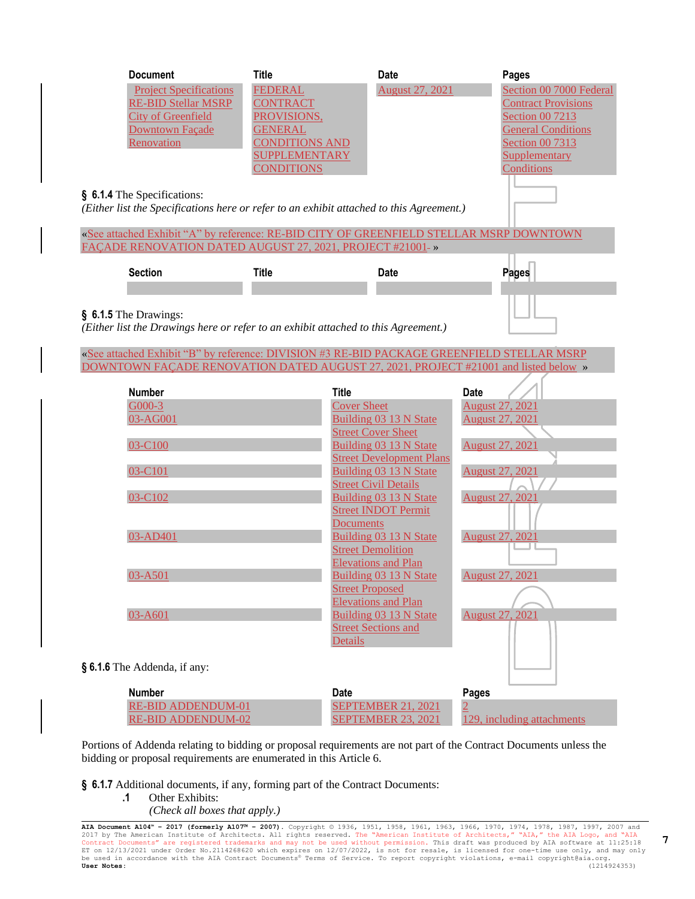| Document | Title | Date | Pages |
|---|---|---|---|
| Project Specifications RE-BID Stellar MSRP City of Greenfield Downtown Façade Renovation | FEDERAL CONTRACT PROVISIONS, GENERAL CONDITIONS AND SUPPLEMENTARY CONDITIONS | August 27, 2021 | Section 00 7000 Federal Contract Provisions Section 00 7213 General Conditions Section 00 7313 Supplementary Conditions |

**§ 6.1.4** The Specifications:
*(Either list the Specifications here or refer to an exhibit attached to this Agreement.)*

«See attached Exhibit "A" by reference: RE-BID CITY OF GREENFIELD STELLAR MSRP DOWNTOWN FAÇADE RENOVATION DATED AUGUST 27, 2021, PROJECT #21001 »

| Section | Title | Date | Pages |
|---|---|---|---|
| | | | |

**§ 6.1.5** The Drawings:
*(Either list the Drawings here or refer to an exhibit attached to this Agreement.)*

«See attached Exhibit "B" by reference: DIVISION #3 RE-BID PACKAGE GREENFIELD STELLAR MSRP DOWNTOWN FAÇADE RENOVATION DATED AUGUST 27, 2021, PROJECT #21001 and listed below »

| Number | Title | Date |
|---|---|---|
| G000-3 | Cover Sheet | August 27, 2021 |
| 03-AG001 | Building 03 13 N State Street Cover Sheet | August 27, 2021 |
| 03-C100 | Building 03 13 N State Street Development Plans | August 27, 2021 |
| 03-C101 | Building 03 13 N State Street Civil Details | August 27, 2021 |
| 03-C102 | Building 03 13 N State Street INDOT Permit Documents | August 27, 2021 |
| 03-AD401 | Building 03 13 N State Street Demolition Elevations and Plan | August 27, 2021 |
| 03-A501 | Building 03 13 N State Street Proposed Elevations and Plan | August 27, 2021 |
| 03-A601 | Building 03 13 N State Street Sections and Details | August 27, 2021 |

**§ 6.1.6** The Addenda, if any:

| Number | Date | Pages |
|---|---|---|
| RE-BID ADDENDUM-01 | SEPTEMBER 21, 2021 | 2 |
| RE-BID ADDENDUM-02 | SEPTEMBER 23, 2021 | 129, including attachments |

Portions of Addenda relating to bidding or proposal requirements are not part of the Contract Documents unless the bidding or proposal requirements are enumerated in this Article 6.

**§ 6.1.7** Additional documents, if any, forming part of the Contract Documents:

**.1** Other Exhibits:
*(Check all boxes that apply.)*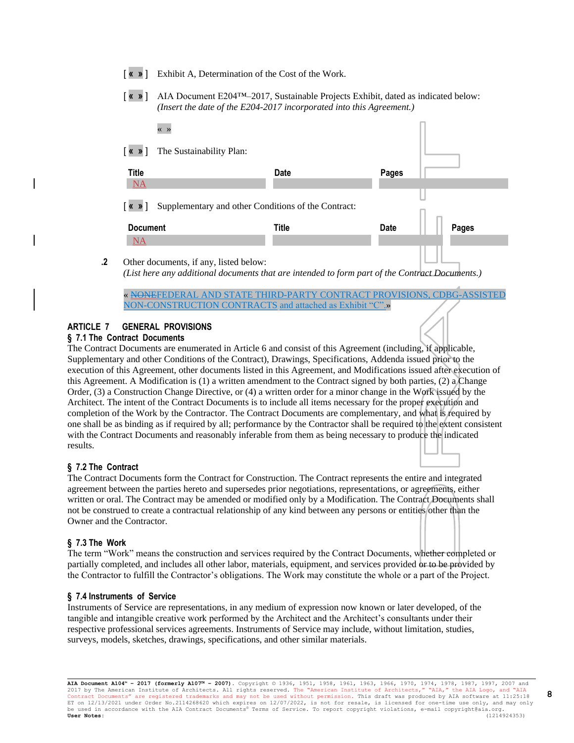[ « » ] Exhibit A, Determination of the Cost of the Work.

[ « » ] AIA Document E204™–2017, Sustainable Projects Exhibit, dated as indicated below:
*(Insert the date of the E204-2017 incorporated into this Agreement.)*

« »

[ « » ] The Sustainability Plan:

| Title | Date | Pages |
|---|---|---|
| NA | | |

[ « » ] Supplementary and other Conditions of the Contract:

| Document | Title | Date | Pages |
|---|---|---|---|
| NA | | | |

**.2** Other documents, if any, listed below:
*(List here any additional documents that are intended to form part of the Contract Documents.)*

« ~~NONE~~FEDERAL AND STATE THIRD-PARTY CONTRACT PROVISIONS, CDBG-ASSISTED NON-CONSTRUCTION CONTRACTS and attached as Exhibit "C".»

## ARTICLE 7 GENERAL PROVISIONS

### § 7.1 The Contract Documents

The Contract Documents are enumerated in Article 6 and consist of this Agreement (including, if applicable, Supplementary and other Conditions of the Contract), Drawings, Specifications, Addenda issued prior to the execution of this Agreement, other documents listed in this Agreement, and Modifications issued after execution of this Agreement. A Modification is (1) a written amendment to the Contract signed by both parties, (2) a Change Order, (3) a Construction Change Directive, or (4) a written order for a minor change in the Work issued by the Architect. The intent of the Contract Documents is to include all items necessary for the proper execution and completion of the Work by the Contractor. The Contract Documents are complementary, and what is required by one shall be as binding as if required by all; performance by the Contractor shall be required to the extent consistent with the Contract Documents and reasonably inferable from them as being necessary to produce the indicated results.

### § 7.2 The Contract

The Contract Documents form the Contract for Construction. The Contract represents the entire and integrated agreement between the parties hereto and supersedes prior negotiations, representations, or agreements, either written or oral. The Contract may be amended or modified only by a Modification. The Contract Documents shall not be construed to create a contractual relationship of any kind between any persons or entities other than the Owner and the Contractor.

### § 7.3 The Work

The term "Work" means the construction and services required by the Contract Documents, whether completed or partially completed, and includes all other labor, materials, equipment, and services provided or to be provided by the Contractor to fulfill the Contractor's obligations. The Work may constitute the whole or a part of the Project.

### § 7.4 Instruments of Service

Instruments of Service are representations, in any medium of expression now known or later developed, of the tangible and intangible creative work performed by the Architect and the Architect's consultants under their respective professional services agreements. Instruments of Service may include, without limitation, studies, surveys, models, sketches, drawings, specifications, and other similar materials.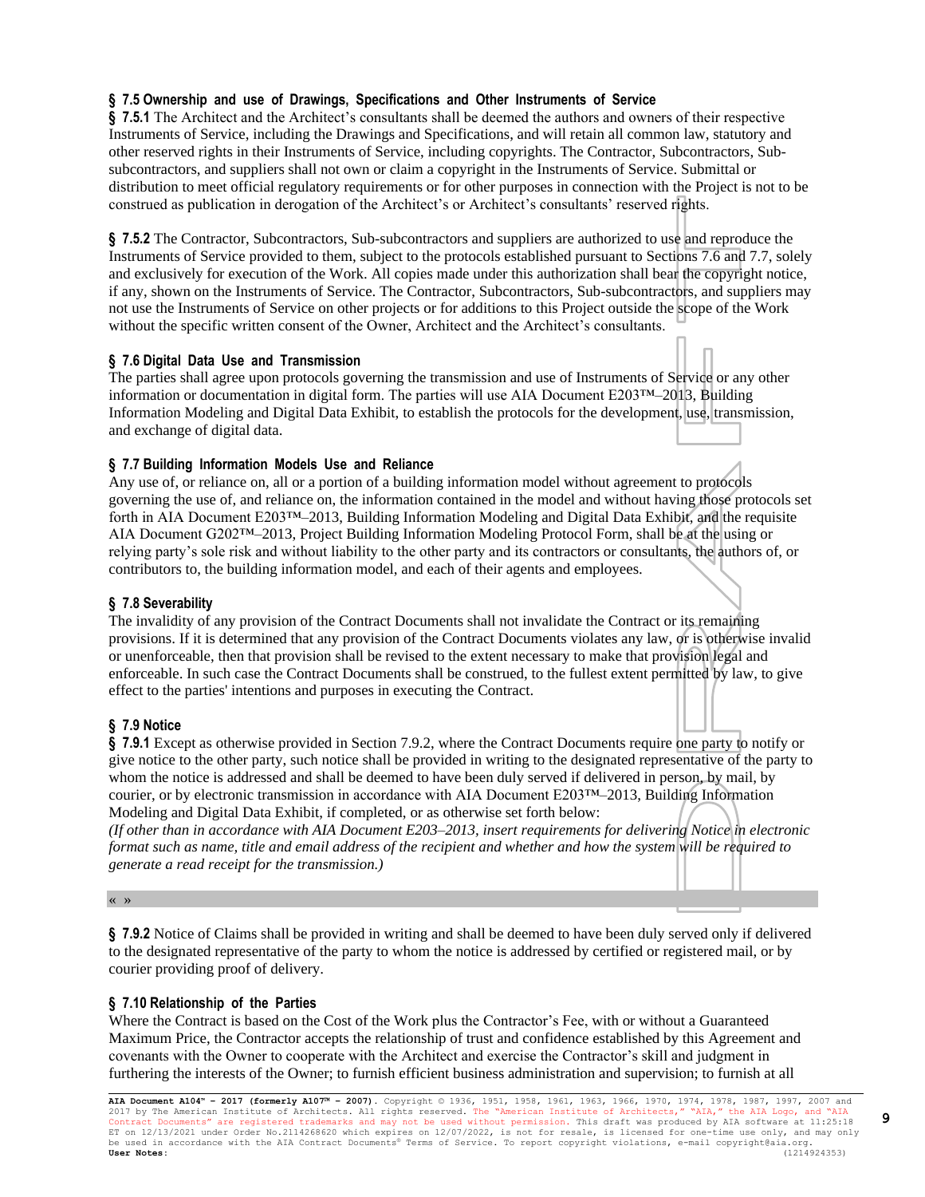### § 7.5 Ownership and use of Drawings, Specifications and Other Instruments of Service

**§ 7.5.1** The Architect and the Architect's consultants shall be deemed the authors and owners of their respective Instruments of Service, including the Drawings and Specifications, and will retain all common law, statutory and other reserved rights in their Instruments of Service, including copyrights. The Contractor, Subcontractors, Sub-subcontractors, and suppliers shall not own or claim a copyright in the Instruments of Service. Submittal or distribution to meet official regulatory requirements or for other purposes in connection with the Project is not to be construed as publication in derogation of the Architect's or Architect's consultants' reserved rights.

**§ 7.5.2** The Contractor, Subcontractors, Sub-subcontractors and suppliers are authorized to use and reproduce the Instruments of Service provided to them, subject to the protocols established pursuant to Sections 7.6 and 7.7, solely and exclusively for execution of the Work. All copies made under this authorization shall bear the copyright notice, if any, shown on the Instruments of Service. The Contractor, Subcontractors, Sub-subcontractors, and suppliers may not use the Instruments of Service on other projects or for additions to this Project outside the scope of the Work without the specific written consent of the Owner, Architect and the Architect's consultants.

### § 7.6 Digital Data Use and Transmission

The parties shall agree upon protocols governing the transmission and use of Instruments of Service or any other information or documentation in digital form. The parties will use AIA Document E203™–2013, Building Information Modeling and Digital Data Exhibit, to establish the protocols for the development, use, transmission, and exchange of digital data.

### § 7.7 Building Information Models Use and Reliance

Any use of, or reliance on, all or a portion of a building information model without agreement to protocols governing the use of, and reliance on, the information contained in the model and without having those protocols set forth in AIA Document E203™–2013, Building Information Modeling and Digital Data Exhibit, and the requisite AIA Document G202™–2013, Project Building Information Modeling Protocol Form, shall be at the using or relying party's sole risk and without liability to the other party and its contractors or consultants, the authors of, or contributors to, the building information model, and each of their agents and employees.

### § 7.8 Severability

The invalidity of any provision of the Contract Documents shall not invalidate the Contract or its remaining provisions. If it is determined that any provision of the Contract Documents violates any law, or is otherwise invalid or unenforceable, then that provision shall be revised to the extent necessary to make that provision legal and enforceable. In such case the Contract Documents shall be construed, to the fullest extent permitted by law, to give effect to the parties' intentions and purposes in executing the Contract.

### § 7.9 Notice

**§ 7.9.1** Except as otherwise provided in Section 7.9.2, where the Contract Documents require one party to notify or give notice to the other party, such notice shall be provided in writing to the designated representative of the party to whom the notice is addressed and shall be deemed to have been duly served if delivered in person, by mail, by courier, or by electronic transmission in accordance with AIA Document E203™–2013, Building Information Modeling and Digital Data Exhibit, if completed, or as otherwise set forth below:

*(If other than in accordance with AIA Document E203–2013, insert requirements for delivering Notice in electronic format such as name, title and email address of the recipient and whether and how the system will be required to generate a read receipt for the transmission.)*

« »

**§ 7.9.2** Notice of Claims shall be provided in writing and shall be deemed to have been duly served only if delivered to the designated representative of the party to whom the notice is addressed by certified or registered mail, or by courier providing proof of delivery.

### § 7.10 Relationship of the Parties

Where the Contract is based on the Cost of the Work plus the Contractor's Fee, with or without a Guaranteed Maximum Price, the Contractor accepts the relationship of trust and confidence established by this Agreement and covenants with the Owner to cooperate with the Architect and exercise the Contractor's skill and judgment in furthering the interests of the Owner; to furnish efficient business administration and supervision; to furnish at all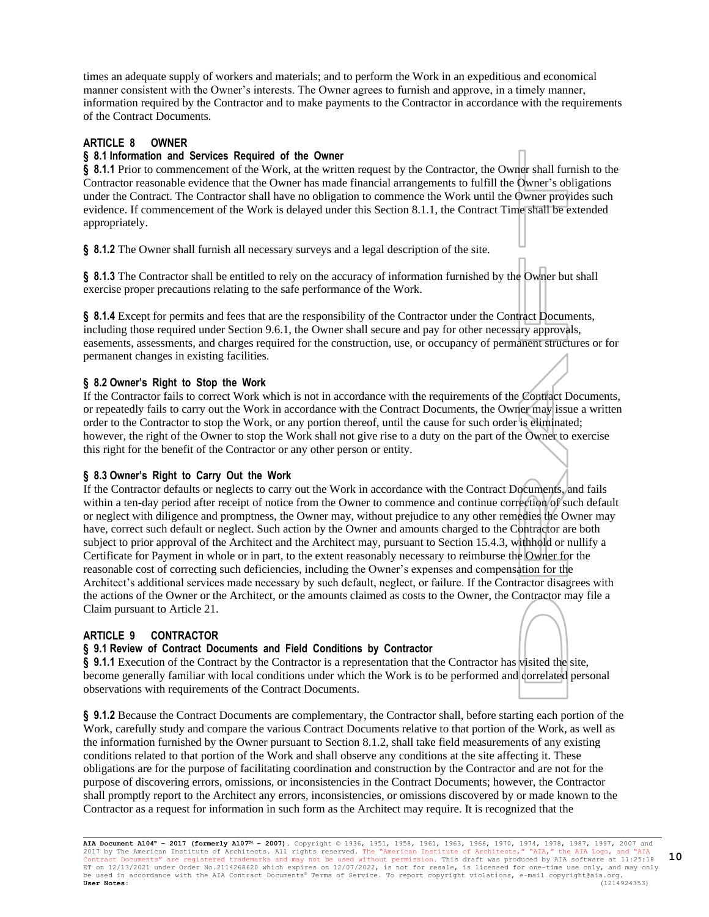times an adequate supply of workers and materials; and to perform the Work in an expeditious and economical manner consistent with the Owner's interests. The Owner agrees to furnish and approve, in a timely manner, information required by the Contractor and to make payments to the Contractor in accordance with the requirements of the Contract Documents.

## ARTICLE 8 OWNER

### § 8.1 Information and Services Required of the Owner

**§ 8.1.1** Prior to commencement of the Work, at the written request by the Contractor, the Owner shall furnish to the Contractor reasonable evidence that the Owner has made financial arrangements to fulfill the Owner's obligations under the Contract. The Contractor shall have no obligation to commence the Work until the Owner provides such evidence. If commencement of the Work is delayed under this Section 8.1.1, the Contract Time shall be extended appropriately.

**§ 8.1.2** The Owner shall furnish all necessary surveys and a legal description of the site.

**§ 8.1.3** The Contractor shall be entitled to rely on the accuracy of information furnished by the Owner but shall exercise proper precautions relating to the safe performance of the Work.

**§ 8.1.4** Except for permits and fees that are the responsibility of the Contractor under the Contract Documents, including those required under Section 9.6.1, the Owner shall secure and pay for other necessary approvals, easements, assessments, and charges required for the construction, use, or occupancy of permanent structures or for permanent changes in existing facilities.

### § 8.2 Owner's Right to Stop the Work

If the Contractor fails to correct Work which is not in accordance with the requirements of the Contract Documents, or repeatedly fails to carry out the Work in accordance with the Contract Documents, the Owner may issue a written order to the Contractor to stop the Work, or any portion thereof, until the cause for such order is eliminated; however, the right of the Owner to stop the Work shall not give rise to a duty on the part of the Owner to exercise this right for the benefit of the Contractor or any other person or entity.

### § 8.3 Owner's Right to Carry Out the Work

If the Contractor defaults or neglects to carry out the Work in accordance with the Contract Documents, and fails within a ten-day period after receipt of notice from the Owner to commence and continue correction of such default or neglect with diligence and promptness, the Owner may, without prejudice to any other remedies the Owner may have, correct such default or neglect. Such action by the Owner and amounts charged to the Contractor are both subject to prior approval of the Architect and the Architect may, pursuant to Section 15.4.3, withhold or nullify a Certificate for Payment in whole or in part, to the extent reasonably necessary to reimburse the Owner for the reasonable cost of correcting such deficiencies, including the Owner's expenses and compensation for the Architect's additional services made necessary by such default, neglect, or failure. If the Contractor disagrees with the actions of the Owner or the Architect, or the amounts claimed as costs to the Owner, the Contractor may file a Claim pursuant to Article 21.

## ARTICLE 9 CONTRACTOR

### § 9.1 Review of Contract Documents and Field Conditions by Contractor

**§ 9.1.1** Execution of the Contract by the Contractor is a representation that the Contractor has visited the site, become generally familiar with local conditions under which the Work is to be performed and correlated personal observations with requirements of the Contract Documents.

**§ 9.1.2** Because the Contract Documents are complementary, the Contractor shall, before starting each portion of the Work, carefully study and compare the various Contract Documents relative to that portion of the Work, as well as the information furnished by the Owner pursuant to Section 8.1.2, shall take field measurements of any existing conditions related to that portion of the Work and shall observe any conditions at the site affecting it. These obligations are for the purpose of facilitating coordination and construction by the Contractor and are not for the purpose of discovering errors, omissions, or inconsistencies in the Contract Documents; however, the Contractor shall promptly report to the Architect any errors, inconsistencies, or omissions discovered by or made known to the Contractor as a request for information in such form as the Architect may require. It is recognized that the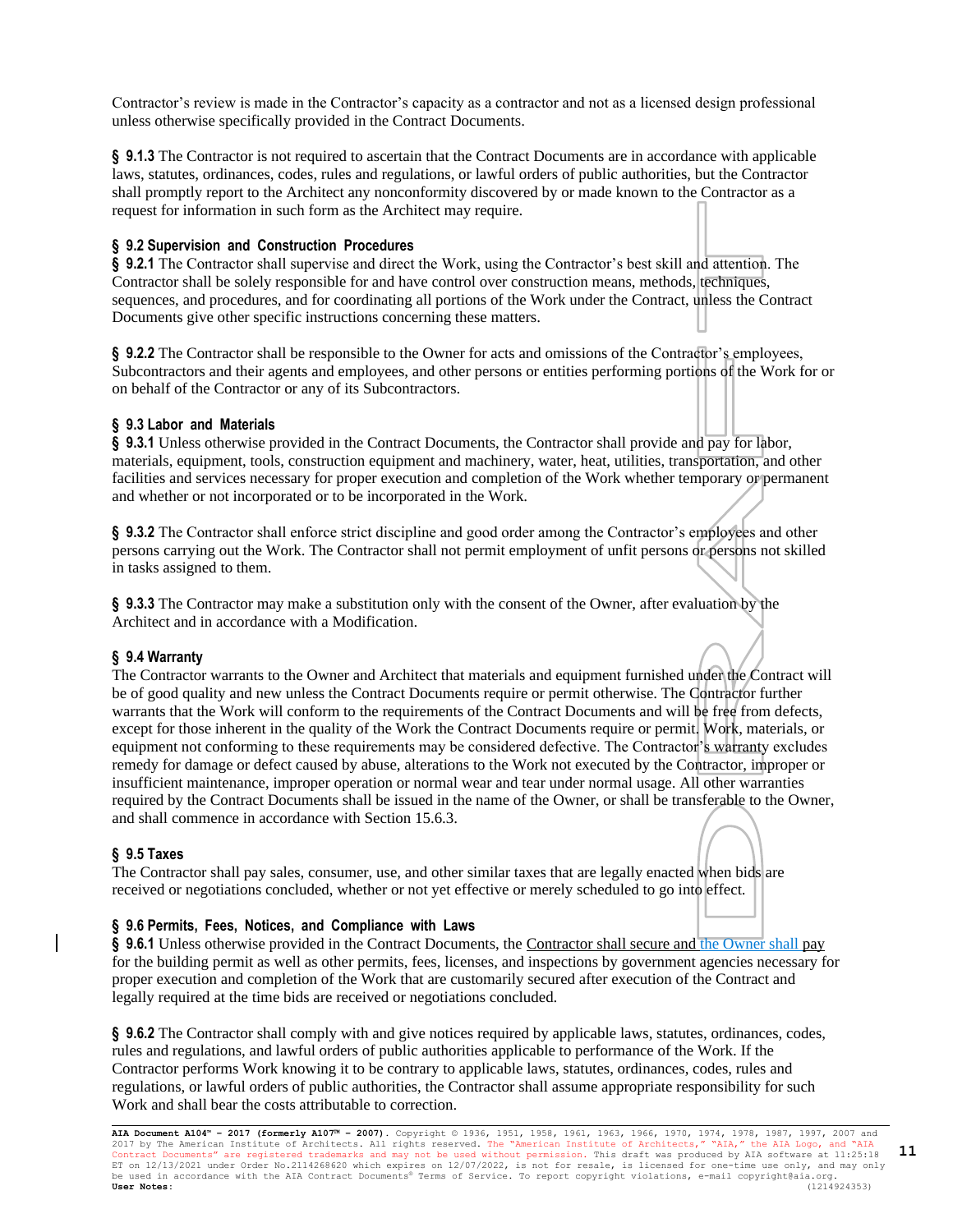Contractor's review is made in the Contractor's capacity as a contractor and not as a licensed design professional unless otherwise specifically provided in the Contract Documents.

**§ 9.1.3** The Contractor is not required to ascertain that the Contract Documents are in accordance with applicable laws, statutes, ordinances, codes, rules and regulations, or lawful orders of public authorities, but the Contractor shall promptly report to the Architect any nonconformity discovered by or made known to the Contractor as a request for information in such form as the Architect may require.

### § 9.2 Supervision and Construction Procedures

**§ 9.2.1** The Contractor shall supervise and direct the Work, using the Contractor's best skill and attention. The Contractor shall be solely responsible for and have control over construction means, methods, techniques, sequences, and procedures, and for coordinating all portions of the Work under the Contract, unless the Contract Documents give other specific instructions concerning these matters.

**§ 9.2.2** The Contractor shall be responsible to the Owner for acts and omissions of the Contractor's employees, Subcontractors and their agents and employees, and other persons or entities performing portions of the Work for or on behalf of the Contractor or any of its Subcontractors.

### § 9.3 Labor and Materials

**§ 9.3.1** Unless otherwise provided in the Contract Documents, the Contractor shall provide and pay for labor, materials, equipment, tools, construction equipment and machinery, water, heat, utilities, transportation, and other facilities and services necessary for proper execution and completion of the Work whether temporary or permanent and whether or not incorporated or to be incorporated in the Work.

**§ 9.3.2** The Contractor shall enforce strict discipline and good order among the Contractor's employees and other persons carrying out the Work. The Contractor shall not permit employment of unfit persons or persons not skilled in tasks assigned to them.

**§ 9.3.3** The Contractor may make a substitution only with the consent of the Owner, after evaluation by the Architect and in accordance with a Modification.

### § 9.4 Warranty

The Contractor warrants to the Owner and Architect that materials and equipment furnished under the Contract will be of good quality and new unless the Contract Documents require or permit otherwise. The Contractor further warrants that the Work will conform to the requirements of the Contract Documents and will be free from defects, except for those inherent in the quality of the Work the Contract Documents require or permit. Work, materials, or equipment not conforming to these requirements may be considered defective. The Contractor's warranty excludes remedy for damage or defect caused by abuse, alterations to the Work not executed by the Contractor, improper or insufficient maintenance, improper operation or normal wear and tear under normal usage. All other warranties required by the Contract Documents shall be issued in the name of the Owner, or shall be transferable to the Owner, and shall commence in accordance with Section 15.6.3.

### § 9.5 Taxes

The Contractor shall pay sales, consumer, use, and other similar taxes that are legally enacted when bids are received or negotiations concluded, whether or not yet effective or merely scheduled to go into effect.

### § 9.6 Permits, Fees, Notices, and Compliance with Laws

**§ 9.6.1** Unless otherwise provided in the Contract Documents, the Contractor shall secure and the Owner shall pay for the building permit as well as other permits, fees, licenses, and inspections by government agencies necessary for proper execution and completion of the Work that are customarily secured after execution of the Contract and legally required at the time bids are received or negotiations concluded.

**§ 9.6.2** The Contractor shall comply with and give notices required by applicable laws, statutes, ordinances, codes, rules and regulations, and lawful orders of public authorities applicable to performance of the Work. If the Contractor performs Work knowing it to be contrary to applicable laws, statutes, ordinances, codes, rules and regulations, or lawful orders of public authorities, the Contractor shall assume appropriate responsibility for such Work and shall bear the costs attributable to correction.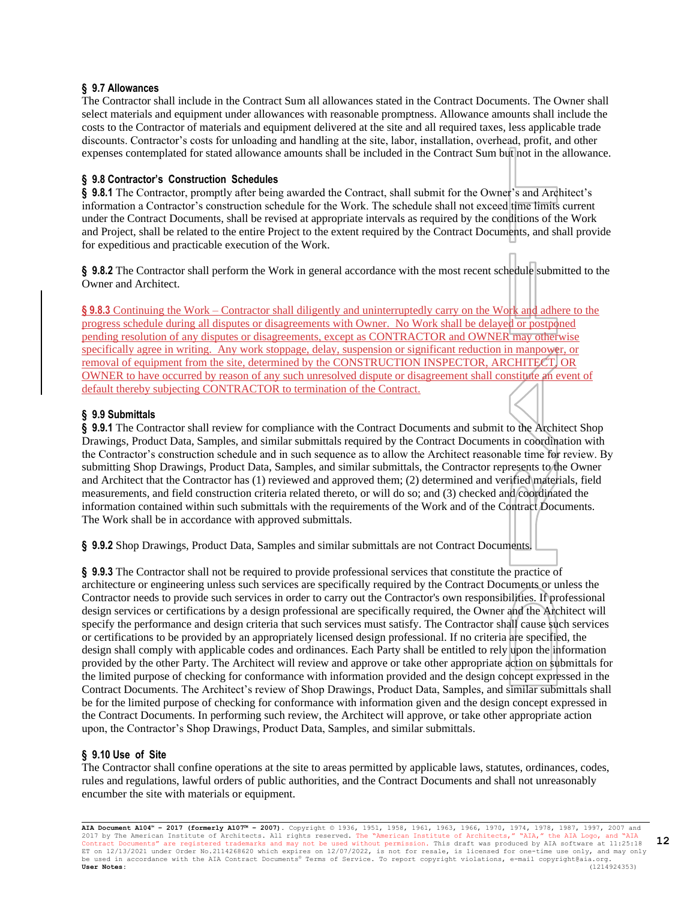### § 9.7 Allowances

The Contractor shall include in the Contract Sum all allowances stated in the Contract Documents. The Owner shall select materials and equipment under allowances with reasonable promptness. Allowance amounts shall include the costs to the Contractor of materials and equipment delivered at the site and all required taxes, less applicable trade discounts. Contractor's costs for unloading and handling at the site, labor, installation, overhead, profit, and other expenses contemplated for stated allowance amounts shall be included in the Contract Sum but not in the allowance.

### § 9.8 Contractor's Construction Schedules

**§ 9.8.1** The Contractor, promptly after being awarded the Contract, shall submit for the Owner's and Architect's information a Contractor's construction schedule for the Work. The schedule shall not exceed time limits current under the Contract Documents, shall be revised at appropriate intervals as required by the conditions of the Work and Project, shall be related to the entire Project to the extent required by the Contract Documents, and shall provide for expeditious and practicable execution of the Work.

**§ 9.8.2** The Contractor shall perform the Work in general accordance with the most recent schedule submitted to the Owner and Architect.

**§ 9.8.3** Continuing the Work – Contractor shall diligently and uninterruptedly carry on the Work and adhere to the progress schedule during all disputes or disagreements with Owner. No Work shall be delayed or postponed pending resolution of any disputes or disagreements, except as CONTRACTOR and OWNER may otherwise specifically agree in writing. Any work stoppage, delay, suspension or significant reduction in manpower, or removal of equipment from the site, determined by the CONSTRUCTION INSPECTOR, ARCHITECT, OR OWNER to have occurred by reason of any such unresolved dispute or disagreement shall constitute an event of default thereby subjecting CONTRACTOR to termination of the Contract.

### § 9.9 Submittals

**§ 9.9.1** The Contractor shall review for compliance with the Contract Documents and submit to the Architect Shop Drawings, Product Data, Samples, and similar submittals required by the Contract Documents in coordination with the Contractor's construction schedule and in such sequence as to allow the Architect reasonable time for review. By submitting Shop Drawings, Product Data, Samples, and similar submittals, the Contractor represents to the Owner and Architect that the Contractor has (1) reviewed and approved them; (2) determined and verified materials, field measurements, and field construction criteria related thereto, or will do so; and (3) checked and coordinated the information contained within such submittals with the requirements of the Work and of the Contract Documents. The Work shall be in accordance with approved submittals.

**§ 9.9.2** Shop Drawings, Product Data, Samples and similar submittals are not Contract Documents.

**§ 9.9.3** The Contractor shall not be required to provide professional services that constitute the practice of architecture or engineering unless such services are specifically required by the Contract Documents or unless the Contractor needs to provide such services in order to carry out the Contractor's own responsibilities. If professional design services or certifications by a design professional are specifically required, the Owner and the Architect will specify the performance and design criteria that such services must satisfy. The Contractor shall cause such services or certifications to be provided by an appropriately licensed design professional. If no criteria are specified, the design shall comply with applicable codes and ordinances. Each Party shall be entitled to rely upon the information provided by the other Party. The Architect will review and approve or take other appropriate action on submittals for the limited purpose of checking for conformance with information provided and the design concept expressed in the Contract Documents. The Architect's review of Shop Drawings, Product Data, Samples, and similar submittals shall be for the limited purpose of checking for conformance with information given and the design concept expressed in the Contract Documents. In performing such review, the Architect will approve, or take other appropriate action upon, the Contractor's Shop Drawings, Product Data, Samples, and similar submittals.

### § 9.10 Use of Site

The Contractor shall confine operations at the site to areas permitted by applicable laws, statutes, ordinances, codes, rules and regulations, lawful orders of public authorities, and the Contract Documents and shall not unreasonably encumber the site with materials or equipment.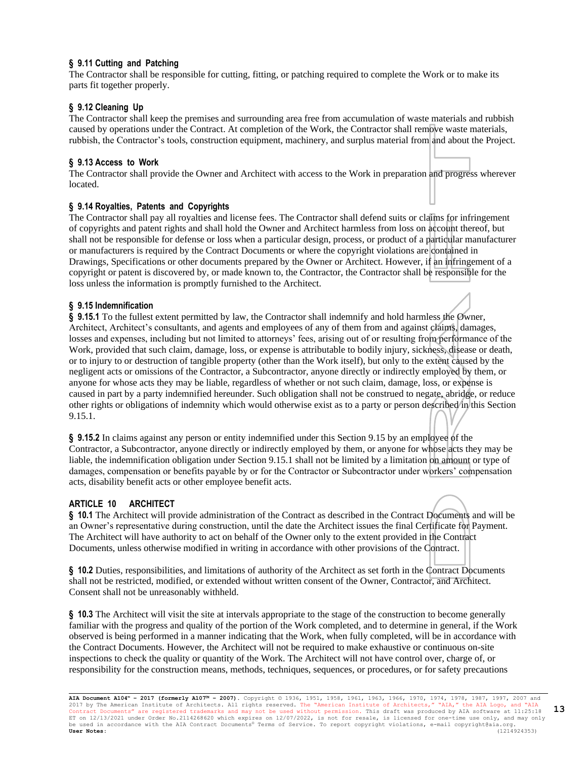### § 9.11 Cutting and Patching

The Contractor shall be responsible for cutting, fitting, or patching required to complete the Work or to make its parts fit together properly.

### § 9.12 Cleaning Up

The Contractor shall keep the premises and surrounding area free from accumulation of waste materials and rubbish caused by operations under the Contract. At completion of the Work, the Contractor shall remove waste materials, rubbish, the Contractor's tools, construction equipment, machinery, and surplus material from and about the Project.

### § 9.13 Access to Work

The Contractor shall provide the Owner and Architect with access to the Work in preparation and progress wherever located.

### § 9.14 Royalties, Patents and Copyrights

The Contractor shall pay all royalties and license fees. The Contractor shall defend suits or claims for infringement of copyrights and patent rights and shall hold the Owner and Architect harmless from loss on account thereof, but shall not be responsible for defense or loss when a particular design, process, or product of a particular manufacturer or manufacturers is required by the Contract Documents or where the copyright violations are contained in Drawings, Specifications or other documents prepared by the Owner or Architect. However, if an infringement of a copyright or patent is discovered by, or made known to, the Contractor, the Contractor shall be responsible for the loss unless the information is promptly furnished to the Architect.

### § 9.15 Indemnification

**§ 9.15.1** To the fullest extent permitted by law, the Contractor shall indemnify and hold harmless the Owner, Architect, Architect's consultants, and agents and employees of any of them from and against claims, damages, losses and expenses, including but not limited to attorneys' fees, arising out of or resulting from performance of the Work, provided that such claim, damage, loss, or expense is attributable to bodily injury, sickness, disease or death, or to injury to or destruction of tangible property (other than the Work itself), but only to the extent caused by the negligent acts or omissions of the Contractor, a Subcontractor, anyone directly or indirectly employed by them, or anyone for whose acts they may be liable, regardless of whether or not such claim, damage, loss, or expense is caused in part by a party indemnified hereunder. Such obligation shall not be construed to negate, abridge, or reduce other rights or obligations of indemnity which would otherwise exist as to a party or person described in this Section 9.15.1.

**§ 9.15.2** In claims against any person or entity indemnified under this Section 9.15 by an employee of the Contractor, a Subcontractor, anyone directly or indirectly employed by them, or anyone for whose acts they may be liable, the indemnification obligation under Section 9.15.1 shall not be limited by a limitation on amount or type of damages, compensation or benefits payable by or for the Contractor or Subcontractor under workers' compensation acts, disability benefit acts or other employee benefit acts.

## ARTICLE 10 ARCHITECT

**§ 10.1** The Architect will provide administration of the Contract as described in the Contract Documents and will be an Owner's representative during construction, until the date the Architect issues the final Certificate for Payment. The Architect will have authority to act on behalf of the Owner only to the extent provided in the Contract Documents, unless otherwise modified in writing in accordance with other provisions of the Contract.

**§ 10.2** Duties, responsibilities, and limitations of authority of the Architect as set forth in the Contract Documents shall not be restricted, modified, or extended without written consent of the Owner, Contractor, and Architect. Consent shall not be unreasonably withheld.

**§ 10.3** The Architect will visit the site at intervals appropriate to the stage of the construction to become generally familiar with the progress and quality of the portion of the Work completed, and to determine in general, if the Work observed is being performed in a manner indicating that the Work, when fully completed, will be in accordance with the Contract Documents. However, the Architect will not be required to make exhaustive or continuous on-site inspections to check the quality or quantity of the Work. The Architect will not have control over, charge of, or responsibility for the construction means, methods, techniques, sequences, or procedures, or for safety precautions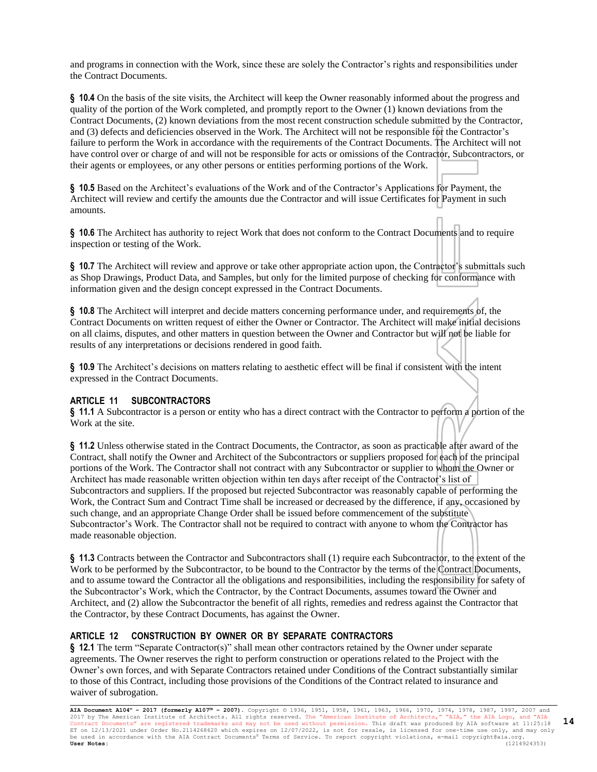and programs in connection with the Work, since these are solely the Contractor's rights and responsibilities under the Contract Documents.

**§ 10.4** On the basis of the site visits, the Architect will keep the Owner reasonably informed about the progress and quality of the portion of the Work completed, and promptly report to the Owner (1) known deviations from the Contract Documents, (2) known deviations from the most recent construction schedule submitted by the Contractor, and (3) defects and deficiencies observed in the Work. The Architect will not be responsible for the Contractor's failure to perform the Work in accordance with the requirements of the Contract Documents. The Architect will not have control over or charge of and will not be responsible for acts or omissions of the Contractor, Subcontractors, or their agents or employees, or any other persons or entities performing portions of the Work.

**§ 10.5** Based on the Architect's evaluations of the Work and of the Contractor's Applications for Payment, the Architect will review and certify the amounts due the Contractor and will issue Certificates for Payment in such amounts.

**§ 10.6** The Architect has authority to reject Work that does not conform to the Contract Documents and to require inspection or testing of the Work.

**§ 10.7** The Architect will review and approve or take other appropriate action upon, the Contractor's submittals such as Shop Drawings, Product Data, and Samples, but only for the limited purpose of checking for conformance with information given and the design concept expressed in the Contract Documents.

**§ 10.8** The Architect will interpret and decide matters concerning performance under, and requirements of, the Contract Documents on written request of either the Owner or Contractor. The Architect will make initial decisions on all claims, disputes, and other matters in question between the Owner and Contractor but will not be liable for results of any interpretations or decisions rendered in good faith.

**§ 10.9** The Architect's decisions on matters relating to aesthetic effect will be final if consistent with the intent expressed in the Contract Documents.

## ARTICLE 11 SUBCONTRACTORS

**§ 11.1** A Subcontractor is a person or entity who has a direct contract with the Contractor to perform a portion of the Work at the site.

**§ 11.2** Unless otherwise stated in the Contract Documents, the Contractor, as soon as practicable after award of the Contract, shall notify the Owner and Architect of the Subcontractors or suppliers proposed for each of the principal portions of the Work. The Contractor shall not contract with any Subcontractor or supplier to whom the Owner or Architect has made reasonable written objection within ten days after receipt of the Contractor's list of Subcontractors and suppliers. If the proposed but rejected Subcontractor was reasonably capable of performing the Work, the Contract Sum and Contract Time shall be increased or decreased by the difference, if any, occasioned by such change, and an appropriate Change Order shall be issued before commencement of the substitute Subcontractor's Work. The Contractor shall not be required to contract with anyone to whom the Contractor has made reasonable objection.

**§ 11.3** Contracts between the Contractor and Subcontractors shall (1) require each Subcontractor, to the extent of the Work to be performed by the Subcontractor, to be bound to the Contractor by the terms of the Contract Documents, and to assume toward the Contractor all the obligations and responsibilities, including the responsibility for safety of the Subcontractor's Work, which the Contractor, by the Contract Documents, assumes toward the Owner and Architect, and (2) allow the Subcontractor the benefit of all rights, remedies and redress against the Contractor that the Contractor, by these Contract Documents, has against the Owner.

## ARTICLE 12 CONSTRUCTION BY OWNER OR BY SEPARATE CONTRACTORS

**§ 12.1** The term "Separate Contractor(s)" shall mean other contractors retained by the Owner under separate agreements. The Owner reserves the right to perform construction or operations related to the Project with the Owner's own forces, and with Separate Contractors retained under Conditions of the Contract substantially similar to those of this Contract, including those provisions of the Conditions of the Contract related to insurance and waiver of subrogation.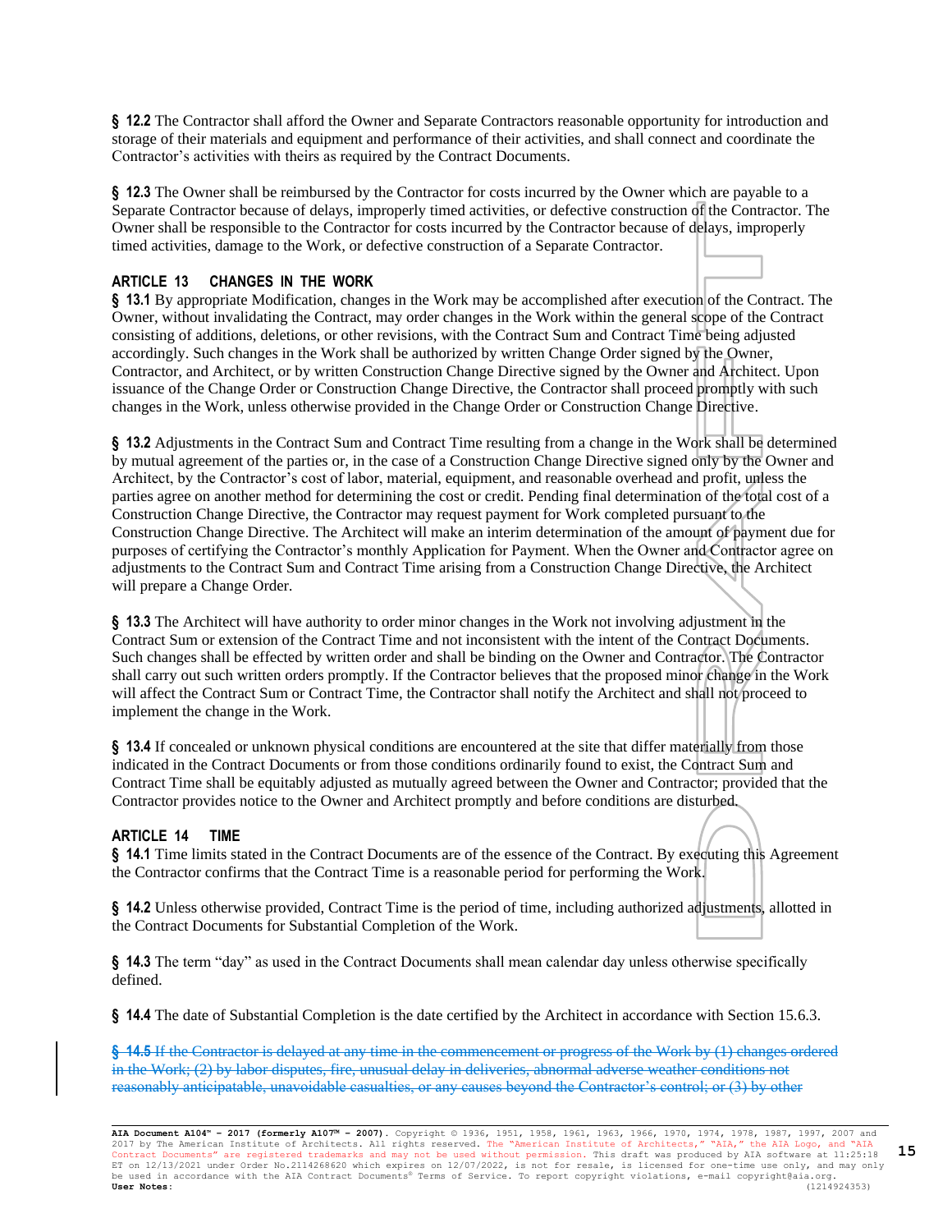**§ 12.2** The Contractor shall afford the Owner and Separate Contractors reasonable opportunity for introduction and storage of their materials and equipment and performance of their activities, and shall connect and coordinate the Contractor's activities with theirs as required by the Contract Documents.

**§ 12.3** The Owner shall be reimbursed by the Contractor for costs incurred by the Owner which are payable to a Separate Contractor because of delays, improperly timed activities, or defective construction of the Contractor. The Owner shall be responsible to the Contractor for costs incurred by the Contractor because of delays, improperly timed activities, damage to the Work, or defective construction of a Separate Contractor.

## ARTICLE 13 CHANGES IN THE WORK

**§ 13.1** By appropriate Modification, changes in the Work may be accomplished after execution of the Contract. The Owner, without invalidating the Contract, may order changes in the Work within the general scope of the Contract consisting of additions, deletions, or other revisions, with the Contract Sum and Contract Time being adjusted accordingly. Such changes in the Work shall be authorized by written Change Order signed by the Owner, Contractor, and Architect, or by written Construction Change Directive signed by the Owner and Architect. Upon issuance of the Change Order or Construction Change Directive, the Contractor shall proceed promptly with such changes in the Work, unless otherwise provided in the Change Order or Construction Change Directive.

**§ 13.2** Adjustments in the Contract Sum and Contract Time resulting from a change in the Work shall be determined by mutual agreement of the parties or, in the case of a Construction Change Directive signed only by the Owner and Architect, by the Contractor's cost of labor, material, equipment, and reasonable overhead and profit, unless the parties agree on another method for determining the cost or credit. Pending final determination of the total cost of a Construction Change Directive, the Contractor may request payment for Work completed pursuant to the Construction Change Directive. The Architect will make an interim determination of the amount of payment due for purposes of certifying the Contractor's monthly Application for Payment. When the Owner and Contractor agree on adjustments to the Contract Sum and Contract Time arising from a Construction Change Directive, the Architect will prepare a Change Order.

**§ 13.3** The Architect will have authority to order minor changes in the Work not involving adjustment in the Contract Sum or extension of the Contract Time and not inconsistent with the intent of the Contract Documents. Such changes shall be effected by written order and shall be binding on the Owner and Contractor. The Contractor shall carry out such written orders promptly. If the Contractor believes that the proposed minor change in the Work will affect the Contract Sum or Contract Time, the Contractor shall notify the Architect and shall not proceed to implement the change in the Work.

**§ 13.4** If concealed or unknown physical conditions are encountered at the site that differ materially from those indicated in the Contract Documents or from those conditions ordinarily found to exist, the Contract Sum and Contract Time shall be equitably adjusted as mutually agreed between the Owner and Contractor; provided that the Contractor provides notice to the Owner and Architect promptly and before conditions are disturbed.

## ARTICLE 14 TIME

**§ 14.1** Time limits stated in the Contract Documents are of the essence of the Contract. By executing this Agreement the Contractor confirms that the Contract Time is a reasonable period for performing the Work.

**§ 14.2** Unless otherwise provided, Contract Time is the period of time, including authorized adjustments, allotted in the Contract Documents for Substantial Completion of the Work.

**§ 14.3** The term "day" as used in the Contract Documents shall mean calendar day unless otherwise specifically defined.

**§ 14.4** The date of Substantial Completion is the date certified by the Architect in accordance with Section 15.6.3.

~~**§ 14.5** If the Contractor is delayed at any time in the commencement or progress of the Work by (1) changes ordered in the Work; (2) by labor disputes, fire, unusual delay in deliveries, abnormal adverse weather conditions not reasonably anticipatable, unavoidable casualties, or any causes beyond the Contractor's control; or (3) by other~~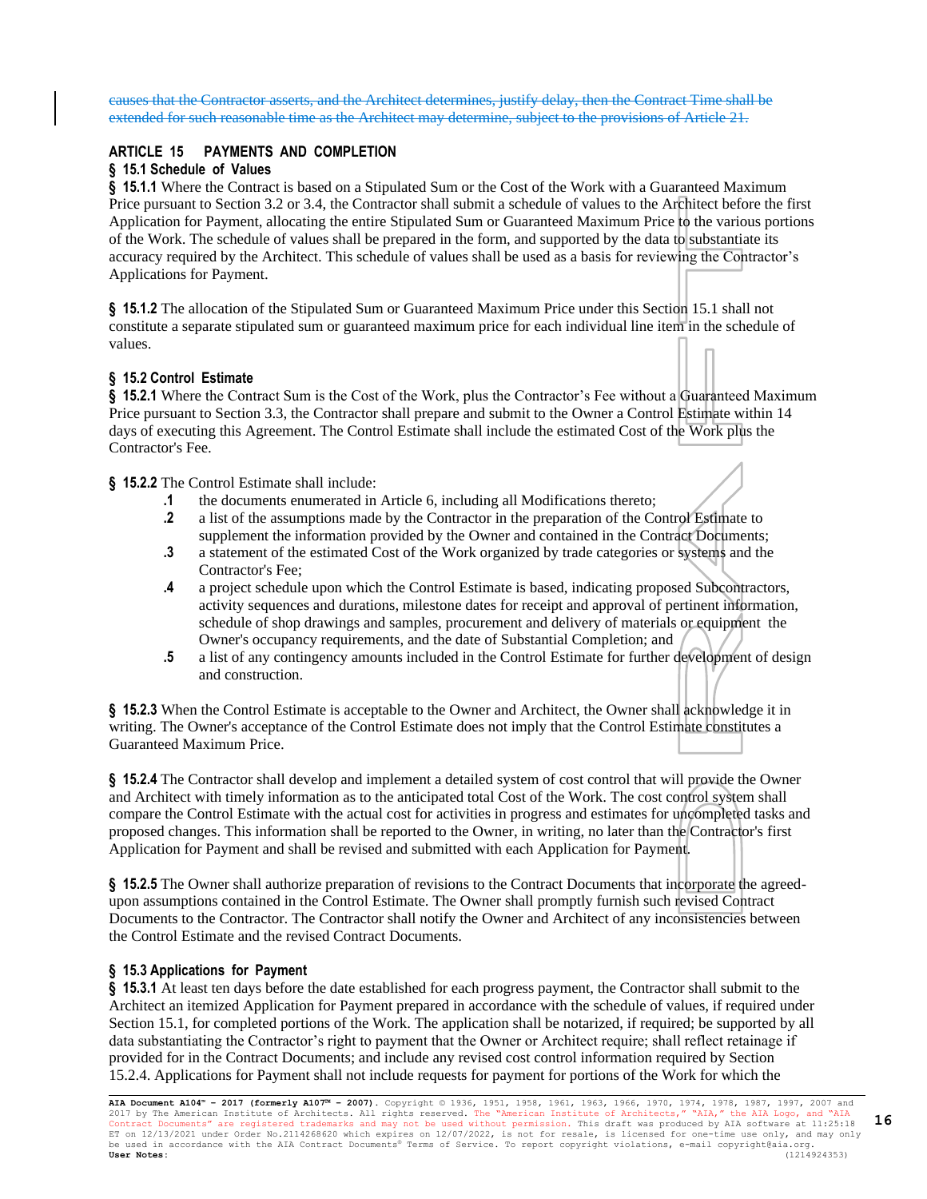~~causes that the Contractor asserts, and the Architect determines, justify delay, then the Contract Time shall be extended for such reasonable time as the Architect may determine, subject to the provisions of Article 21.~~

## ARTICLE 15 PAYMENTS AND COMPLETION

### § 15.1 Schedule of Values

**§ 15.1.1** Where the Contract is based on a Stipulated Sum or the Cost of the Work with a Guaranteed Maximum Price pursuant to Section 3.2 or 3.4, the Contractor shall submit a schedule of values to the Architect before the first Application for Payment, allocating the entire Stipulated Sum or Guaranteed Maximum Price to the various portions of the Work. The schedule of values shall be prepared in the form, and supported by the data to substantiate its accuracy required by the Architect. This schedule of values shall be used as a basis for reviewing the Contractor's Applications for Payment.

**§ 15.1.2** The allocation of the Stipulated Sum or Guaranteed Maximum Price under this Section 15.1 shall not constitute a separate stipulated sum or guaranteed maximum price for each individual line item in the schedule of values.

### § 15.2 Control Estimate

**§ 15.2.1** Where the Contract Sum is the Cost of the Work, plus the Contractor's Fee without a Guaranteed Maximum Price pursuant to Section 3.3, the Contractor shall prepare and submit to the Owner a Control Estimate within 14 days of executing this Agreement. The Control Estimate shall include the estimated Cost of the Work plus the Contractor's Fee.

**§ 15.2.2** The Control Estimate shall include:

- **.1** the documents enumerated in Article 6, including all Modifications thereto;
- **.2** a list of the assumptions made by the Contractor in the preparation of the Control Estimate to supplement the information provided by the Owner and contained in the Contract Documents;
- **.3** a statement of the estimated Cost of the Work organized by trade categories or systems and the Contractor's Fee;
- **.4** a project schedule upon which the Control Estimate is based, indicating proposed Subcontractors, activity sequences and durations, milestone dates for receipt and approval of pertinent information, schedule of shop drawings and samples, procurement and delivery of materials or equipment the Owner's occupancy requirements, and the date of Substantial Completion; and
- **.5** a list of any contingency amounts included in the Control Estimate for further development of design and construction.

**§ 15.2.3** When the Control Estimate is acceptable to the Owner and Architect, the Owner shall acknowledge it in writing. The Owner's acceptance of the Control Estimate does not imply that the Control Estimate constitutes a Guaranteed Maximum Price.

**§ 15.2.4** The Contractor shall develop and implement a detailed system of cost control that will provide the Owner and Architect with timely information as to the anticipated total Cost of the Work. The cost control system shall compare the Control Estimate with the actual cost for activities in progress and estimates for uncompleted tasks and proposed changes. This information shall be reported to the Owner, in writing, no later than the Contractor's first Application for Payment and shall be revised and submitted with each Application for Payment.

**§ 15.2.5** The Owner shall authorize preparation of revisions to the Contract Documents that incorporate the agreed-upon assumptions contained in the Control Estimate. The Owner shall promptly furnish such revised Contract Documents to the Contractor. The Contractor shall notify the Owner and Architect of any inconsistencies between the Control Estimate and the revised Contract Documents.

### § 15.3 Applications for Payment

**§ 15.3.1** At least ten days before the date established for each progress payment, the Contractor shall submit to the Architect an itemized Application for Payment prepared in accordance with the schedule of values, if required under Section 15.1, for completed portions of the Work. The application shall be notarized, if required; be supported by all data substantiating the Contractor's right to payment that the Owner or Architect require; shall reflect retainage if provided for in the Contract Documents; and include any revised cost control information required by Section 15.2.4. Applications for Payment shall not include requests for payment for portions of the Work for which the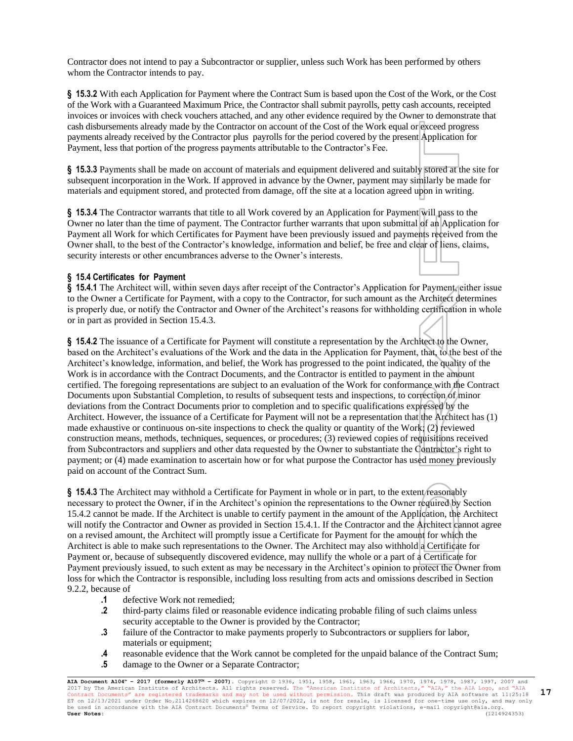Contractor does not intend to pay a Subcontractor or supplier, unless such Work has been performed by others whom the Contractor intends to pay.

**§ 15.3.2** With each Application for Payment where the Contract Sum is based upon the Cost of the Work, or the Cost of the Work with a Guaranteed Maximum Price, the Contractor shall submit payrolls, petty cash accounts, receipted invoices or invoices with check vouchers attached, and any other evidence required by the Owner to demonstrate that cash disbursements already made by the Contractor on account of the Cost of the Work equal or exceed progress payments already received by the Contractor plus payrolls for the period covered by the present Application for Payment, less that portion of the progress payments attributable to the Contractor's Fee.

**§ 15.3.3** Payments shall be made on account of materials and equipment delivered and suitably stored at the site for subsequent incorporation in the Work. If approved in advance by the Owner, payment may similarly be made for materials and equipment stored, and protected from damage, off the site at a location agreed upon in writing.

**§ 15.3.4** The Contractor warrants that title to all Work covered by an Application for Payment will pass to the Owner no later than the time of payment. The Contractor further warrants that upon submittal of an Application for Payment all Work for which Certificates for Payment have been previously issued and payments received from the Owner shall, to the best of the Contractor's knowledge, information and belief, be free and clear of liens, claims, security interests or other encumbrances adverse to the Owner's interests.

**§ 15.4 Certificates for Payment**

**§ 15.4.1** The Architect will, within seven days after receipt of the Contractor's Application for Payment, either issue to the Owner a Certificate for Payment, with a copy to the Contractor, for such amount as the Architect determines is properly due, or notify the Contractor and Owner of the Architect's reasons for withholding certification in whole or in part as provided in Section 15.4.3.

**§ 15.4.2** The issuance of a Certificate for Payment will constitute a representation by the Architect to the Owner, based on the Architect's evaluations of the Work and the data in the Application for Payment, that, to the best of the Architect's knowledge, information, and belief, the Work has progressed to the point indicated, the quality of the Work is in accordance with the Contract Documents, and the Contractor is entitled to payment in the amount certified. The foregoing representations are subject to an evaluation of the Work for conformance with the Contract Documents upon Substantial Completion, to results of subsequent tests and inspections, to correction of minor deviations from the Contract Documents prior to completion and to specific qualifications expressed by the Architect. However, the issuance of a Certificate for Payment will not be a representation that the Architect has (1) made exhaustive or continuous on-site inspections to check the quality or quantity of the Work; (2) reviewed construction means, methods, techniques, sequences, or procedures; (3) reviewed copies of requisitions received from Subcontractors and suppliers and other data requested by the Owner to substantiate the Contractor's right to payment; or (4) made examination to ascertain how or for what purpose the Contractor has used money previously paid on account of the Contract Sum.

**§ 15.4.3** The Architect may withhold a Certificate for Payment in whole or in part, to the extent reasonably necessary to protect the Owner, if in the Architect's opinion the representations to the Owner required by Section 15.4.2 cannot be made. If the Architect is unable to certify payment in the amount of the Application, the Architect will notify the Contractor and Owner as provided in Section 15.4.1. If the Contractor and the Architect cannot agree on a revised amount, the Architect will promptly issue a Certificate for Payment for the amount for which the Architect is able to make such representations to the Owner. The Architect may also withhold a Certificate for Payment or, because of subsequently discovered evidence, may nullify the whole or a part of a Certificate for Payment previously issued, to such extent as may be necessary in the Architect's opinion to protect the Owner from loss for which the Contractor is responsible, including loss resulting from acts and omissions described in Section 9.2.2, because of

- **.1** defective Work not remedied;
- **.2** third-party claims filed or reasonable evidence indicating probable filing of such claims unless security acceptable to the Owner is provided by the Contractor;
- **.3** failure of the Contractor to make payments properly to Subcontractors or suppliers for labor, materials or equipment;
- **.4** reasonable evidence that the Work cannot be completed for the unpaid balance of the Contract Sum;
- **.5** damage to the Owner or a Separate Contractor;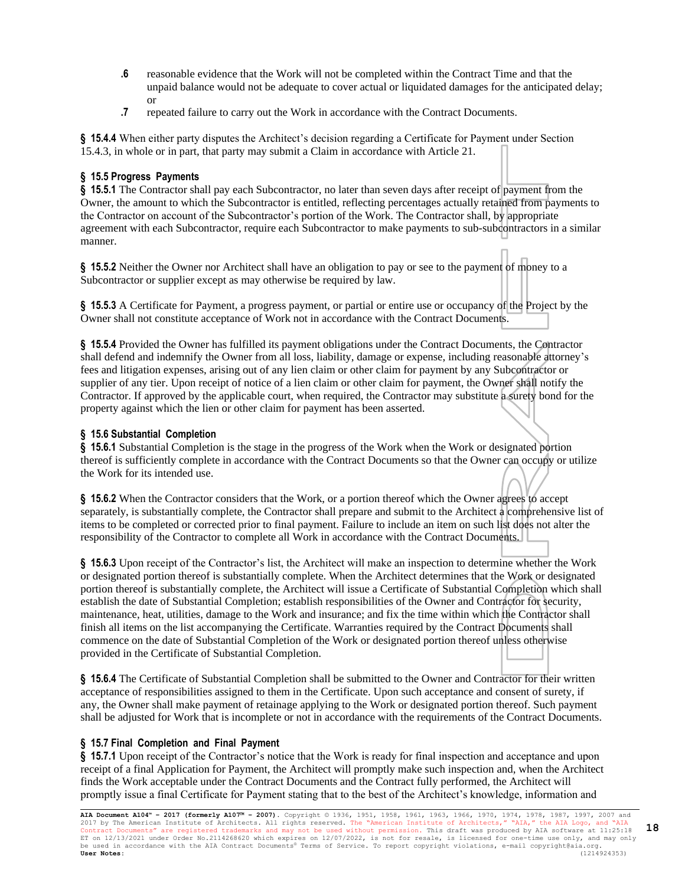**.6** reasonable evidence that the Work will not be completed within the Contract Time and that the unpaid balance would not be adequate to cover actual or liquidated damages for the anticipated delay; or

**.7** repeated failure to carry out the Work in accordance with the Contract Documents.

**§ 15.4.4** When either party disputes the Architect's decision regarding a Certificate for Payment under Section 15.4.3, in whole or in part, that party may submit a Claim in accordance with Article 21.

**§ 15.5 Progress Payments**

**§ 15.5.1** The Contractor shall pay each Subcontractor, no later than seven days after receipt of payment from the Owner, the amount to which the Subcontractor is entitled, reflecting percentages actually retained from payments to the Contractor on account of the Subcontractor's portion of the Work. The Contractor shall, by appropriate agreement with each Subcontractor, require each Subcontractor to make payments to sub-subcontractors in a similar manner.

**§ 15.5.2** Neither the Owner nor Architect shall have an obligation to pay or see to the payment of money to a Subcontractor or supplier except as may otherwise be required by law.

**§ 15.5.3** A Certificate for Payment, a progress payment, or partial or entire use or occupancy of the Project by the Owner shall not constitute acceptance of Work not in accordance with the Contract Documents.

**§ 15.5.4** Provided the Owner has fulfilled its payment obligations under the Contract Documents, the Contractor shall defend and indemnify the Owner from all loss, liability, damage or expense, including reasonable attorney's fees and litigation expenses, arising out of any lien claim or other claim for payment by any Subcontractor or supplier of any tier. Upon receipt of notice of a lien claim or other claim for payment, the Owner shall notify the Contractor. If approved by the applicable court, when required, the Contractor may substitute a surety bond for the property against which the lien or other claim for payment has been asserted.

**§ 15.6 Substantial Completion**

**§ 15.6.1** Substantial Completion is the stage in the progress of the Work when the Work or designated portion thereof is sufficiently complete in accordance with the Contract Documents so that the Owner can occupy or utilize the Work for its intended use.

**§ 15.6.2** When the Contractor considers that the Work, or a portion thereof which the Owner agrees to accept separately, is substantially complete, the Contractor shall prepare and submit to the Architect a comprehensive list of items to be completed or corrected prior to final payment. Failure to include an item on such list does not alter the responsibility of the Contractor to complete all Work in accordance with the Contract Documents.

**§ 15.6.3** Upon receipt of the Contractor's list, the Architect will make an inspection to determine whether the Work or designated portion thereof is substantially complete. When the Architect determines that the Work or designated portion thereof is substantially complete, the Architect will issue a Certificate of Substantial Completion which shall establish the date of Substantial Completion; establish responsibilities of the Owner and Contractor for security, maintenance, heat, utilities, damage to the Work and insurance; and fix the time within which the Contractor shall finish all items on the list accompanying the Certificate. Warranties required by the Contract Documents shall commence on the date of Substantial Completion of the Work or designated portion thereof unless otherwise provided in the Certificate of Substantial Completion.

**§ 15.6.4** The Certificate of Substantial Completion shall be submitted to the Owner and Contractor for their written acceptance of responsibilities assigned to them in the Certificate. Upon such acceptance and consent of surety, if any, the Owner shall make payment of retainage applying to the Work or designated portion thereof. Such payment shall be adjusted for Work that is incomplete or not in accordance with the requirements of the Contract Documents.

**§ 15.7 Final Completion and Final Payment**

**§ 15.7.1** Upon receipt of the Contractor's notice that the Work is ready for final inspection and acceptance and upon receipt of a final Application for Payment, the Architect will promptly make such inspection and, when the Architect finds the Work acceptable under the Contract Documents and the Contract fully performed, the Architect will promptly issue a final Certificate for Payment stating that to the best of the Architect's knowledge, information and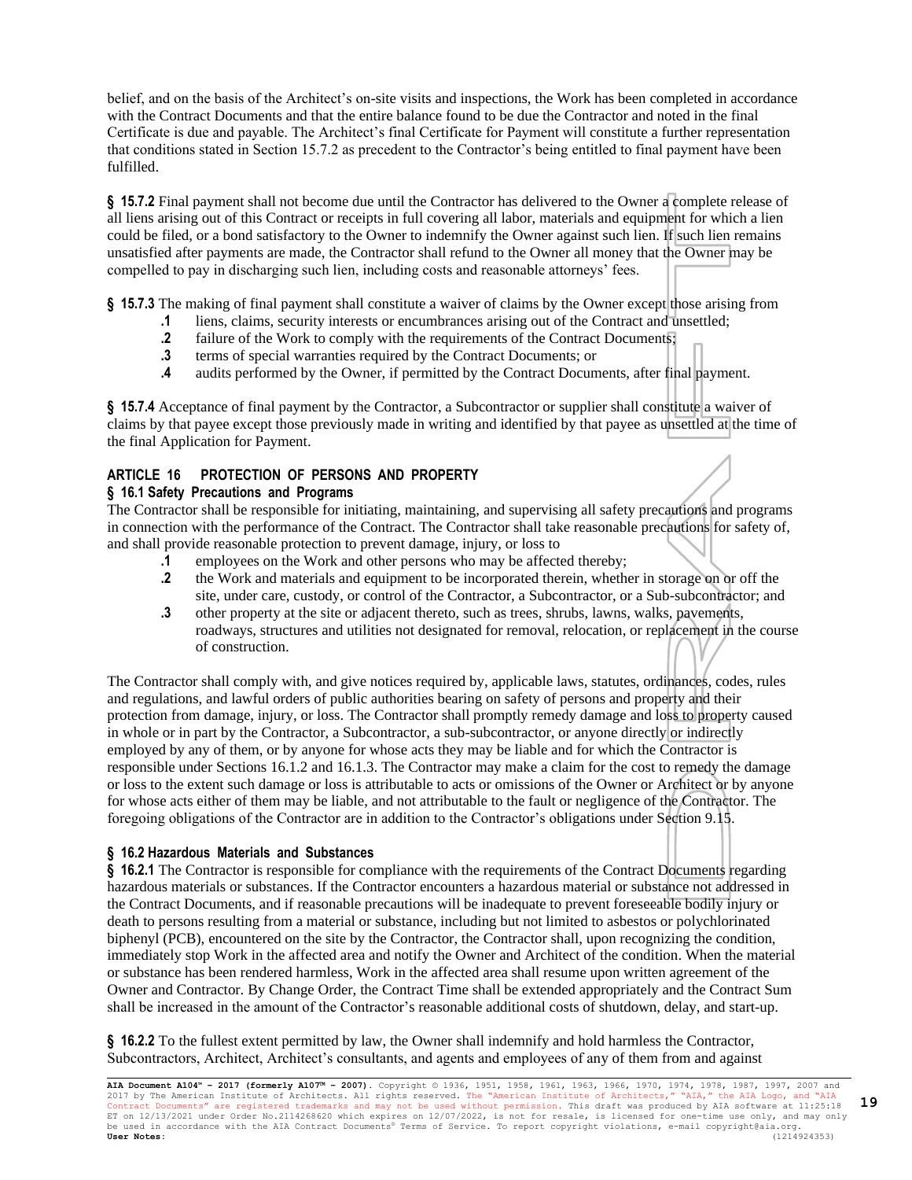belief, and on the basis of the Architect's on-site visits and inspections, the Work has been completed in accordance with the Contract Documents and that the entire balance found to be due the Contractor and noted in the final Certificate is due and payable. The Architect's final Certificate for Payment will constitute a further representation that conditions stated in Section 15.7.2 as precedent to the Contractor's being entitled to final payment have been fulfilled.

**§ 15.7.2** Final payment shall not become due until the Contractor has delivered to the Owner a complete release of all liens arising out of this Contract or receipts in full covering all labor, materials and equipment for which a lien could be filed, or a bond satisfactory to the Owner to indemnify the Owner against such lien. If such lien remains unsatisfied after payments are made, the Contractor shall refund to the Owner all money that the Owner may be compelled to pay in discharging such lien, including costs and reasonable attorneys' fees.

**§ 15.7.3** The making of final payment shall constitute a waiver of claims by the Owner except those arising from

- **.1** liens, claims, security interests or encumbrances arising out of the Contract and unsettled;
- **.2** failure of the Work to comply with the requirements of the Contract Documents;
- **.3** terms of special warranties required by the Contract Documents; or
- **.4** audits performed by the Owner, if permitted by the Contract Documents, after final payment.

**§ 15.7.4** Acceptance of final payment by the Contractor, a Subcontractor or supplier shall constitute a waiver of claims by that payee except those previously made in writing and identified by that payee as unsettled at the time of the final Application for Payment.

## ARTICLE 16 PROTECTION OF PERSONS AND PROPERTY

### § 16.1 Safety Precautions and Programs

The Contractor shall be responsible for initiating, maintaining, and supervising all safety precautions and programs in connection with the performance of the Contract. The Contractor shall take reasonable precautions for safety of, and shall provide reasonable protection to prevent damage, injury, or loss to

- **.1** employees on the Work and other persons who may be affected thereby;
- **.2** the Work and materials and equipment to be incorporated therein, whether in storage on or off the site, under care, custody, or control of the Contractor, a Subcontractor, or a Sub-subcontractor; and
- **.3** other property at the site or adjacent thereto, such as trees, shrubs, lawns, walks, pavements, roadways, structures and utilities not designated for removal, relocation, or replacement in the course of construction.

The Contractor shall comply with, and give notices required by, applicable laws, statutes, ordinances, codes, rules and regulations, and lawful orders of public authorities bearing on safety of persons and property and their protection from damage, injury, or loss. The Contractor shall promptly remedy damage and loss to property caused in whole or in part by the Contractor, a Subcontractor, a sub-subcontractor, or anyone directly or indirectly employed by any of them, or by anyone for whose acts they may be liable and for which the Contractor is responsible under Sections 16.1.2 and 16.1.3. The Contractor may make a claim for the cost to remedy the damage or loss to the extent such damage or loss is attributable to acts or omissions of the Owner or Architect or by anyone for whose acts either of them may be liable, and not attributable to the fault or negligence of the Contractor. The foregoing obligations of the Contractor are in addition to the Contractor's obligations under Section 9.15.

### § 16.2 Hazardous Materials and Substances

**§ 16.2.1** The Contractor is responsible for compliance with the requirements of the Contract Documents regarding hazardous materials or substances. If the Contractor encounters a hazardous material or substance not addressed in the Contract Documents, and if reasonable precautions will be inadequate to prevent foreseeable bodily injury or death to persons resulting from a material or substance, including but not limited to asbestos or polychlorinated biphenyl (PCB), encountered on the site by the Contractor, the Contractor shall, upon recognizing the condition, immediately stop Work in the affected area and notify the Owner and Architect of the condition. When the material or substance has been rendered harmless, Work in the affected area shall resume upon written agreement of the Owner and Contractor. By Change Order, the Contract Time shall be extended appropriately and the Contract Sum shall be increased in the amount of the Contractor's reasonable additional costs of shutdown, delay, and start-up.

**§ 16.2.2** To the fullest extent permitted by law, the Owner shall indemnify and hold harmless the Contractor, Subcontractors, Architect, Architect's consultants, and agents and employees of any of them from and against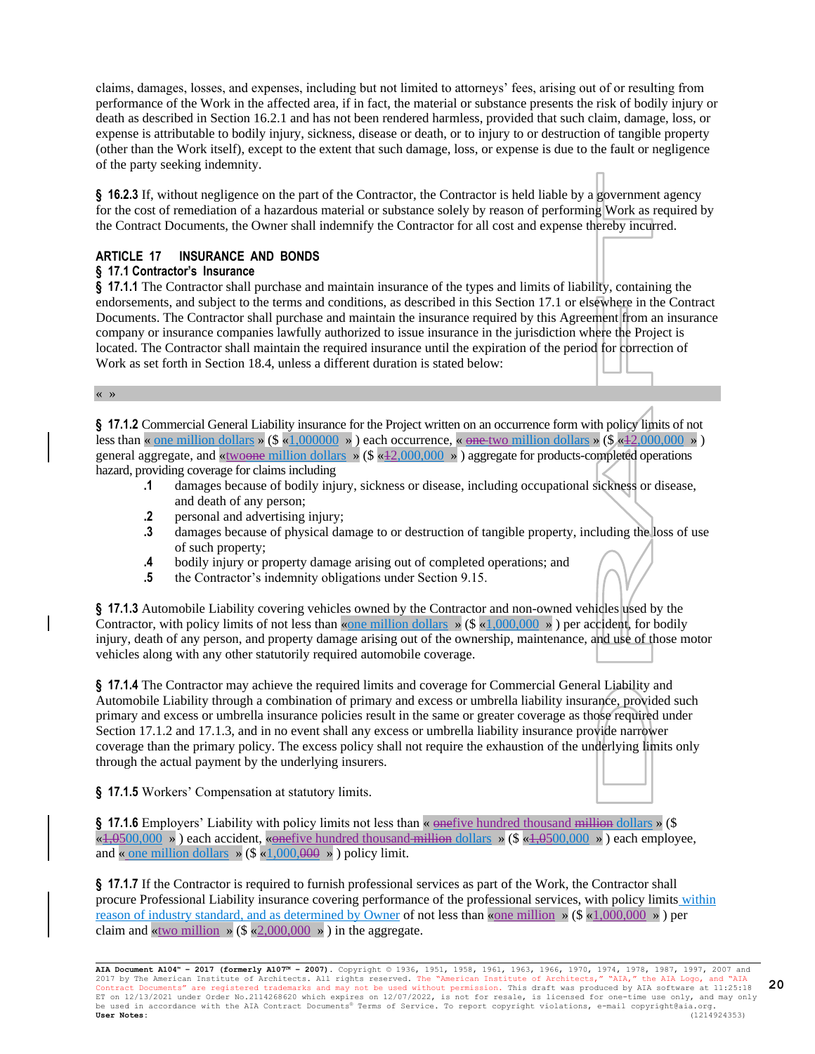claims, damages, losses, and expenses, including but not limited to attorneys' fees, arising out of or resulting from performance of the Work in the affected area, if in fact, the material or substance presents the risk of bodily injury or death as described in Section 16.2.1 and has not been rendered harmless, provided that such claim, damage, loss, or expense is attributable to bodily injury, sickness, disease or death, or to injury to or destruction of tangible property (other than the Work itself), except to the extent that such damage, loss, or expense is due to the fault or negligence of the party seeking indemnity.

**§ 16.2.3** If, without negligence on the part of the Contractor, the Contractor is held liable by a government agency for the cost of remediation of a hazardous material or substance solely by reason of performing Work as required by the Contract Documents, the Owner shall indemnify the Contractor for all cost and expense thereby incurred.

## ARTICLE 17 INSURANCE AND BONDS

### § 17.1 Contractor's Insurance

**§ 17.1.1** The Contractor shall purchase and maintain insurance of the types and limits of liability, containing the endorsements, and subject to the terms and conditions, as described in this Section 17.1 or elsewhere in the Contract Documents. The Contractor shall purchase and maintain the insurance required by this Agreement from an insurance company or insurance companies lawfully authorized to issue insurance in the jurisdiction where the Project is located. The Contractor shall maintain the required insurance until the expiration of the period for correction of Work as set forth in Section 18.4, unless a different duration is stated below:

« »

**§ 17.1.2** Commercial General Liability insurance for the Project written on an occurrence form with policy limits of not less than « one million dollars » ($ «1,000000 » ) each occurrence, « ~~one~~ two million dollars » ($ «~~1~~2,000,000 » ) general aggregate, and «two~~one~~ million dollars » ($ «~~1~~2,000,000 » ) aggregate for products-completed operations hazard, providing coverage for claims including

- **.1** damages because of bodily injury, sickness or disease, including occupational sickness or disease, and death of any person;
- **.2** personal and advertising injury;
- **.3** damages because of physical damage to or destruction of tangible property, including the loss of use of such property;
- **.4** bodily injury or property damage arising out of completed operations; and
- **.5** the Contractor's indemnity obligations under Section 9.15.

**§ 17.1.3** Automobile Liability covering vehicles owned by the Contractor and non-owned vehicles used by the Contractor, with policy limits of not less than «one million dollars » ($ «1,000,000 » ) per accident, for bodily injury, death of any person, and property damage arising out of the ownership, maintenance, and use of those motor vehicles along with any other statutorily required automobile coverage.

**§ 17.1.4** The Contractor may achieve the required limits and coverage for Commercial General Liability and Automobile Liability through a combination of primary and excess or umbrella liability insurance, provided such primary and excess or umbrella insurance policies result in the same or greater coverage as those required under Section 17.1.2 and 17.1.3, and in no event shall any excess or umbrella liability insurance provide narrower coverage than the primary policy. The excess policy shall not require the exhaustion of the underlying limits only through the actual payment by the underlying insurers.

**§ 17.1.5** Workers' Compensation at statutory limits.

**§ 17.1.6** Employers' Liability with policy limits not less than « ~~one~~five hundred thousand ~~million~~ dollars » ($ «~~1,0~~500,000 » ) each accident, «~~one~~five hundred thousand ~~million~~ dollars » ($ «~~1,0~~500,000 » ) each employee, and « one million dollars » ($ «1,000,000 » ) policy limit.

**§ 17.1.7** If the Contractor is required to furnish professional services as part of the Work, the Contractor shall procure Professional Liability insurance covering performance of the professional services, with policy limits within reason of industry standard, and as determined by Owner of not less than «one million » ($ «1,000,000 » ) per claim and «two million » ($ «2,000,000 » ) in the aggregate.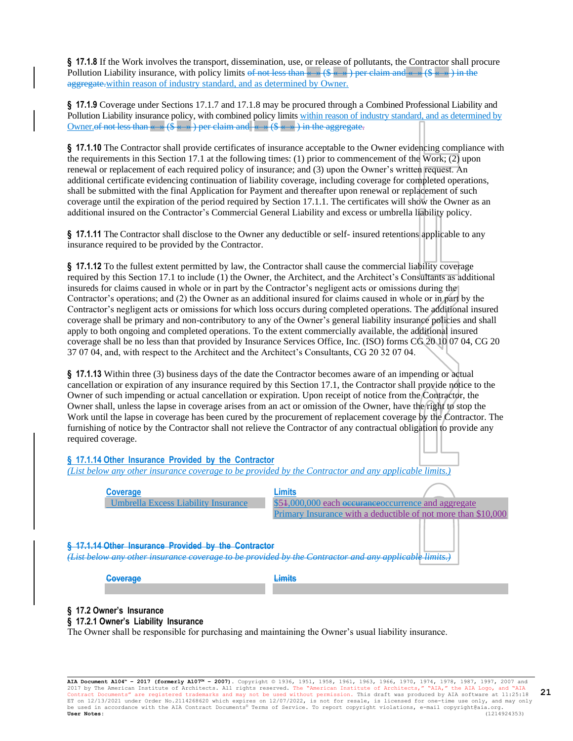**§ 17.1.8** If the Work involves the transport, dissemination, use, or release of pollutants, the Contractor shall procure Pollution Liability insurance, with policy limits ~~of not less than « » ($ « » ) per claim and « » ($ « » ) in the aggregate.~~within reason of industry standard, and as determined by Owner.

**§ 17.1.9** Coverage under Sections 17.1.7 and 17.1.8 may be procured through a Combined Professional Liability and Pollution Liability insurance policy, with combined policy limits within reason of industry standard, and as determined by Owner.~~of not less than « » ($ « » ) per claim and « » ($ « » ) in the aggregate.~~

**§ 17.1.10** The Contractor shall provide certificates of insurance acceptable to the Owner evidencing compliance with the requirements in this Section 17.1 at the following times: (1) prior to commencement of the Work; (2) upon renewal or replacement of each required policy of insurance; and (3) upon the Owner's written request. An additional certificate evidencing continuation of liability coverage, including coverage for completed operations, shall be submitted with the final Application for Payment and thereafter upon renewal or replacement of such coverage until the expiration of the period required by Section 17.1.1. The certificates will show the Owner as an additional insured on the Contractor's Commercial General Liability and excess or umbrella liability policy.

**§ 17.1.11** The Contractor shall disclose to the Owner any deductible or self- insured retentions applicable to any insurance required to be provided by the Contractor.

**§ 17.1.12** To the fullest extent permitted by law, the Contractor shall cause the commercial liability coverage required by this Section 17.1 to include (1) the Owner, the Architect, and the Architect's Consultants as additional insureds for claims caused in whole or in part by the Contractor's negligent acts or omissions during the Contractor's operations; and (2) the Owner as an additional insured for claims caused in whole or in part by the Contractor's negligent acts or omissions for which loss occurs during completed operations. The additional insured coverage shall be primary and non-contributory to any of the Owner's general liability insurance policies and shall apply to both ongoing and completed operations. To the extent commercially available, the additional insured coverage shall be no less than that provided by Insurance Services Office, Inc. (ISO) forms CG 20 10 07 04, CG 20 37 07 04, and, with respect to the Architect and the Architect's Consultants, CG 20 32 07 04.

**§ 17.1.13** Within three (3) business days of the date the Contractor becomes aware of an impending or actual cancellation or expiration of any insurance required by this Section 17.1, the Contractor shall provide notice to the Owner of such impending or actual cancellation or expiration. Upon receipt of notice from the Contractor, the Owner shall, unless the lapse in coverage arises from an act or omission of the Owner, have the right to stop the Work until the lapse in coverage has been cured by the procurement of replacement coverage by the Contractor. The furnishing of notice by the Contractor shall not relieve the Contractor of any contractual obligation to provide any required coverage.

**§ 17.1.14 Other Insurance Provided by the Contractor**
*(List below any other insurance coverage to be provided by the Contractor and any applicable limits.)*

| Coverage | Limits |
|---|---|
| Umbrella Excess Liability Insurance | $5~~1~~,000,000 each ~~occurance~~occurrence and aggregate |
| Primary Insurance | with a deductible of not more than $10,000 |

~~**§ 17.1.14 Other Insurance Provided by the Contractor**~~
~~*(List below any other insurance coverage to be provided by the Contractor and any applicable limits.)*~~

| ~~Coverage~~ | ~~Limits~~ |
|---|---|
| | |

**§ 17.2 Owner's Insurance**
**§ 17.2.1 Owner's Liability Insurance**
The Owner shall be responsible for purchasing and maintaining the Owner's usual liability insurance.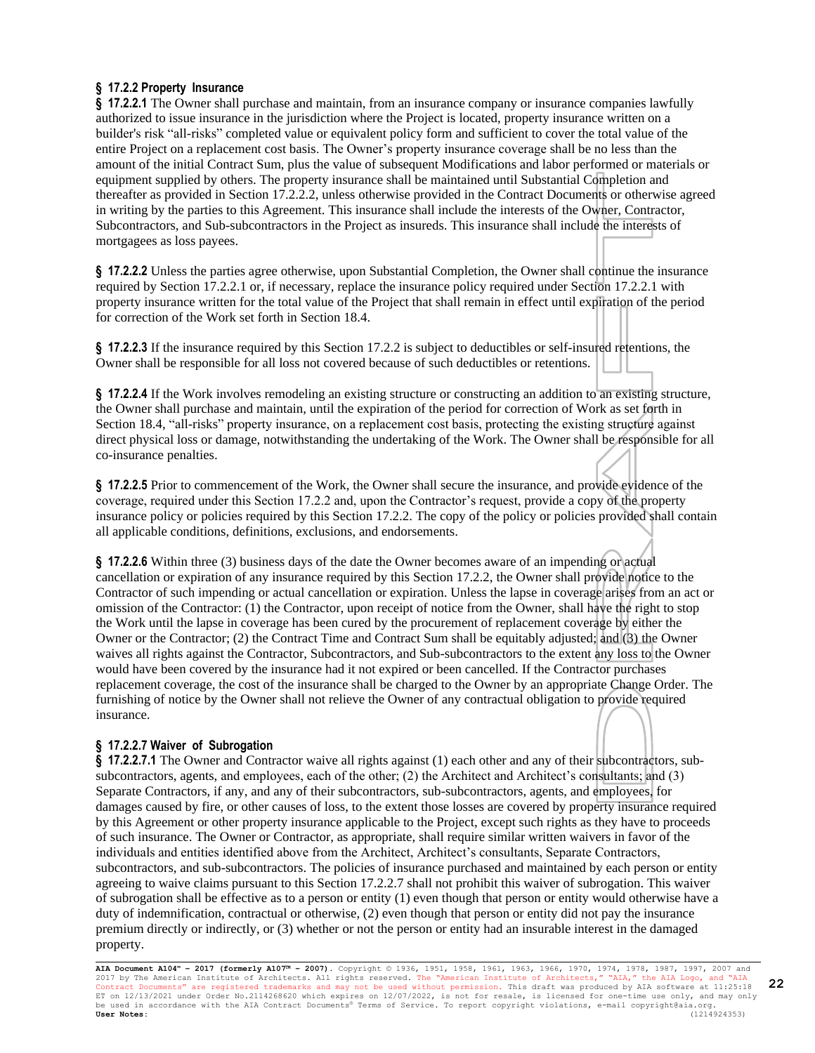### § 17.2.2 Property Insurance

**§ 17.2.2.1** The Owner shall purchase and maintain, from an insurance company or insurance companies lawfully authorized to issue insurance in the jurisdiction where the Project is located, property insurance written on a builder's risk "all-risks" completed value or equivalent policy form and sufficient to cover the total value of the entire Project on a replacement cost basis. The Owner's property insurance coverage shall be no less than the amount of the initial Contract Sum, plus the value of subsequent Modifications and labor performed or materials or equipment supplied by others. The property insurance shall be maintained until Substantial Completion and thereafter as provided in Section 17.2.2.2, unless otherwise provided in the Contract Documents or otherwise agreed in writing by the parties to this Agreement. This insurance shall include the interests of the Owner, Contractor, Subcontractors, and Sub-subcontractors in the Project as insureds. This insurance shall include the interests of mortgagees as loss payees.

**§ 17.2.2.2** Unless the parties agree otherwise, upon Substantial Completion, the Owner shall continue the insurance required by Section 17.2.2.1 or, if necessary, replace the insurance policy required under Section 17.2.2.1 with property insurance written for the total value of the Project that shall remain in effect until expiration of the period for correction of the Work set forth in Section 18.4.

**§ 17.2.2.3** If the insurance required by this Section 17.2.2 is subject to deductibles or self-insured retentions, the Owner shall be responsible for all loss not covered because of such deductibles or retentions.

**§ 17.2.2.4** If the Work involves remodeling an existing structure or constructing an addition to an existing structure, the Owner shall purchase and maintain, until the expiration of the period for correction of Work as set forth in Section 18.4, "all-risks" property insurance, on a replacement cost basis, protecting the existing structure against direct physical loss or damage, notwithstanding the undertaking of the Work. The Owner shall be responsible for all co-insurance penalties.

**§ 17.2.2.5** Prior to commencement of the Work, the Owner shall secure the insurance, and provide evidence of the coverage, required under this Section 17.2.2 and, upon the Contractor's request, provide a copy of the property insurance policy or policies required by this Section 17.2.2. The copy of the policy or policies provided shall contain all applicable conditions, definitions, exclusions, and endorsements.

**§ 17.2.2.6** Within three (3) business days of the date the Owner becomes aware of an impending or actual cancellation or expiration of any insurance required by this Section 17.2.2, the Owner shall provide notice to the Contractor of such impending or actual cancellation or expiration. Unless the lapse in coverage arises from an act or omission of the Contractor: (1) the Contractor, upon receipt of notice from the Owner, shall have the right to stop the Work until the lapse in coverage has been cured by the procurement of replacement coverage by either the Owner or the Contractor; (2) the Contract Time and Contract Sum shall be equitably adjusted; and (3) the Owner waives all rights against the Contractor, Subcontractors, and Sub-subcontractors to the extent any loss to the Owner would have been covered by the insurance had it not expired or been cancelled. If the Contractor purchases replacement coverage, the cost of the insurance shall be charged to the Owner by an appropriate Change Order. The furnishing of notice by the Owner shall not relieve the Owner of any contractual obligation to provide required insurance.

#### § 17.2.2.7 Waiver of Subrogation

**§ 17.2.2.7.1** The Owner and Contractor waive all rights against (1) each other and any of their subcontractors, sub-subcontractors, agents, and employees, each of the other; (2) the Architect and Architect's consultants; and (3) Separate Contractors, if any, and any of their subcontractors, sub-subcontractors, agents, and employees, for damages caused by fire, or other causes of loss, to the extent those losses are covered by property insurance required by this Agreement or other property insurance applicable to the Project, except such rights as they have to proceeds of such insurance. The Owner or Contractor, as appropriate, shall require similar written waivers in favor of the individuals and entities identified above from the Architect, Architect's consultants, Separate Contractors, subcontractors, and sub-subcontractors. The policies of insurance purchased and maintained by each person or entity agreeing to waive claims pursuant to this Section 17.2.2.7 shall not prohibit this waiver of subrogation. This waiver of subrogation shall be effective as to a person or entity (1) even though that person or entity would otherwise have a duty of indemnification, contractual or otherwise, (2) even though that person or entity did not pay the insurance premium directly or indirectly, or (3) whether or not the person or entity had an insurable interest in the damaged property.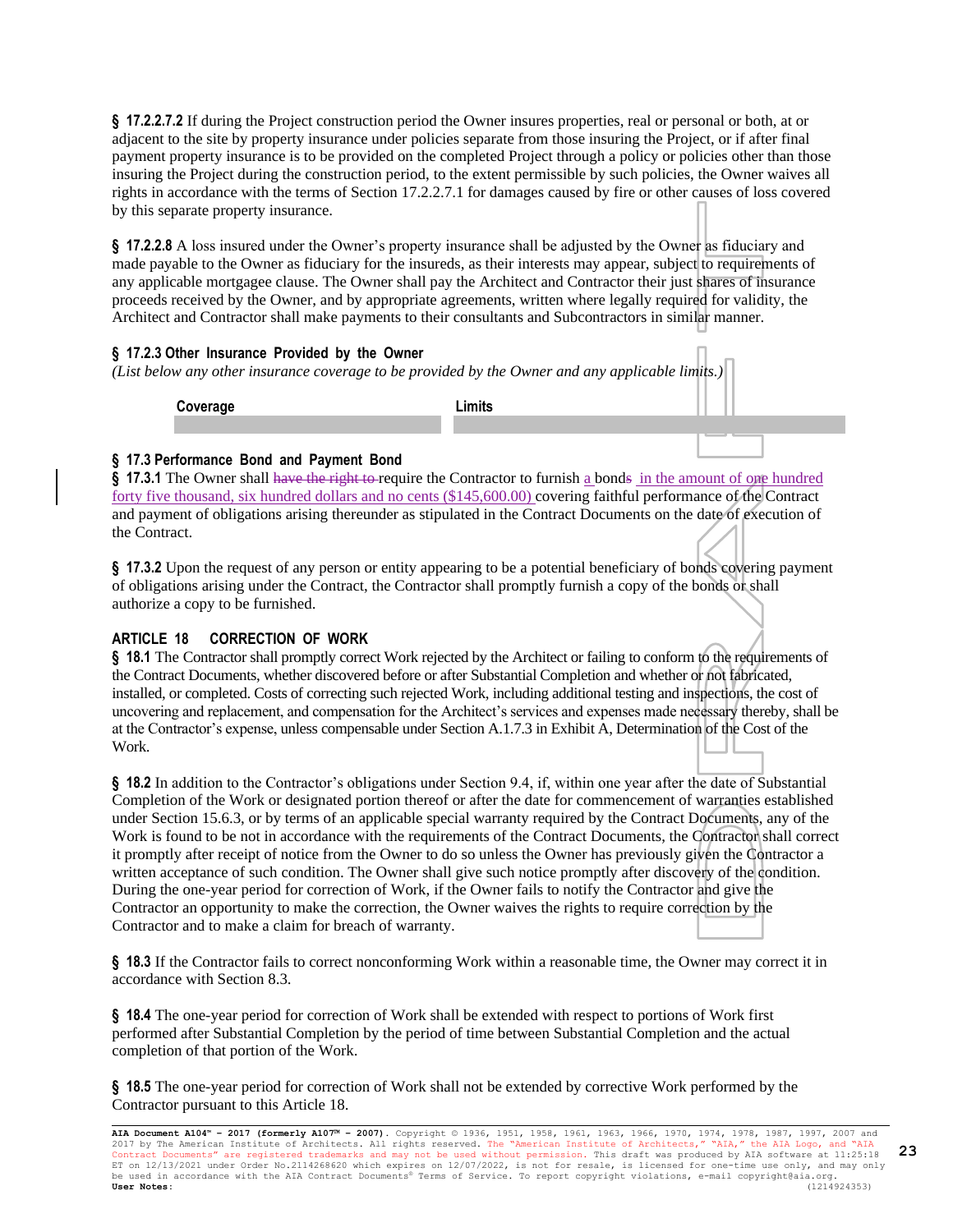**§ 17.2.2.7.2** If during the Project construction period the Owner insures properties, real or personal or both, at or adjacent to the site by property insurance under policies separate from those insuring the Project, or if after final payment property insurance is to be provided on the completed Project through a policy or policies other than those insuring the Project during the construction period, to the extent permissible by such policies, the Owner waives all rights in accordance with the terms of Section 17.2.2.7.1 for damages caused by fire or other causes of loss covered by this separate property insurance.

**§ 17.2.2.8** A loss insured under the Owner's property insurance shall be adjusted by the Owner as fiduciary and made payable to the Owner as fiduciary for the insureds, as their interests may appear, subject to requirements of any applicable mortgagee clause. The Owner shall pay the Architect and Contractor their just shares of insurance proceeds received by the Owner, and by appropriate agreements, written where legally required for validity, the Architect and Contractor shall make payments to their consultants and Subcontractors in similar manner.

**§ 17.2.3 Other Insurance Provided by the Owner**

*(List below any other insurance coverage to be provided by the Owner and any applicable limits.)*

| Coverage | Limits |
|---|---|
| | |

**§ 17.3 Performance Bond and Payment Bond**

**§ 17.3.1** The Owner shall ~~have the right to~~ require the Contractor to furnish a bond~~s~~ in the amount of one hundred forty five thousand, six hundred dollars and no cents ($145,600.00) covering faithful performance of the Contract and payment of obligations arising thereunder as stipulated in the Contract Documents on the date of execution of the Contract.

**§ 17.3.2** Upon the request of any person or entity appearing to be a potential beneficiary of bonds covering payment of obligations arising under the Contract, the Contractor shall promptly furnish a copy of the bonds or shall authorize a copy to be furnished.

## ARTICLE 18 CORRECTION OF WORK

**§ 18.1** The Contractor shall promptly correct Work rejected by the Architect or failing to conform to the requirements of the Contract Documents, whether discovered before or after Substantial Completion and whether or not fabricated, installed, or completed. Costs of correcting such rejected Work, including additional testing and inspections, the cost of uncovering and replacement, and compensation for the Architect's services and expenses made necessary thereby, shall be at the Contractor's expense, unless compensable under Section A.1.7.3 in Exhibit A, Determination of the Cost of the Work.

**§ 18.2** In addition to the Contractor's obligations under Section 9.4, if, within one year after the date of Substantial Completion of the Work or designated portion thereof or after the date for commencement of warranties established under Section 15.6.3, or by terms of an applicable special warranty required by the Contract Documents, any of the Work is found to be not in accordance with the requirements of the Contract Documents, the Contractor shall correct it promptly after receipt of notice from the Owner to do so unless the Owner has previously given the Contractor a written acceptance of such condition. The Owner shall give such notice promptly after discovery of the condition. During the one-year period for correction of Work, if the Owner fails to notify the Contractor and give the Contractor an opportunity to make the correction, the Owner waives the rights to require correction by the Contractor and to make a claim for breach of warranty.

**§ 18.3** If the Contractor fails to correct nonconforming Work within a reasonable time, the Owner may correct it in accordance with Section 8.3.

**§ 18.4** The one-year period for correction of Work shall be extended with respect to portions of Work first performed after Substantial Completion by the period of time between Substantial Completion and the actual completion of that portion of the Work.

**§ 18.5** The one-year period for correction of Work shall not be extended by corrective Work performed by the Contractor pursuant to this Article 18.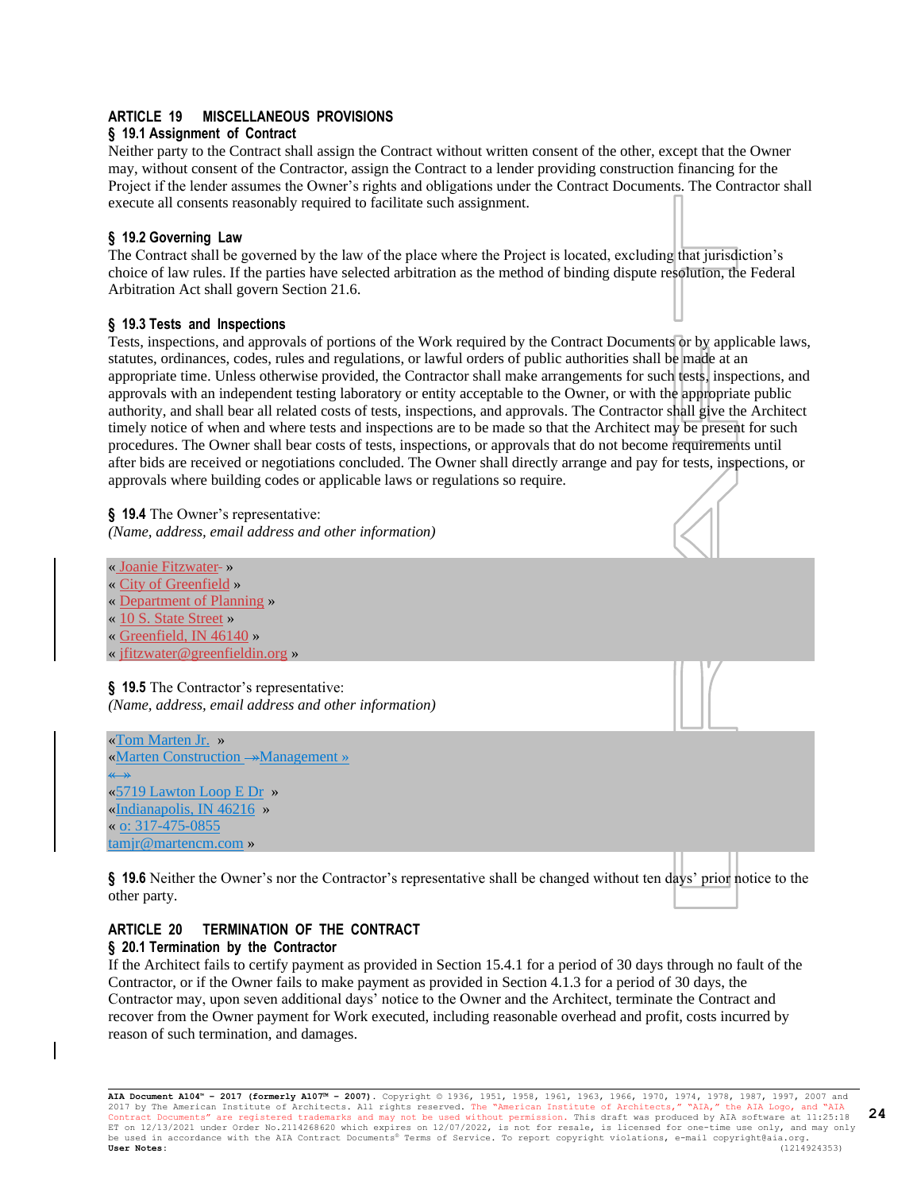## ARTICLE 19 MISCELLANEOUS PROVISIONS

### § 19.1 Assignment of Contract

Neither party to the Contract shall assign the Contract without written consent of the other, except that the Owner may, without consent of the Contractor, assign the Contract to a lender providing construction financing for the Project if the lender assumes the Owner's rights and obligations under the Contract Documents. The Contractor shall execute all consents reasonably required to facilitate such assignment.

### § 19.2 Governing Law

The Contract shall be governed by the law of the place where the Project is located, excluding that jurisdiction's choice of law rules. If the parties have selected arbitration as the method of binding dispute resolution, the Federal Arbitration Act shall govern Section 21.6.

### § 19.3 Tests and Inspections

Tests, inspections, and approvals of portions of the Work required by the Contract Documents or by applicable laws, statutes, ordinances, codes, rules and regulations, or lawful orders of public authorities shall be made at an appropriate time. Unless otherwise provided, the Contractor shall make arrangements for such tests, inspections, and approvals with an independent testing laboratory or entity acceptable to the Owner, or with the appropriate public authority, and shall bear all related costs of tests, inspections, and approvals. The Contractor shall give the Architect timely notice of when and where tests and inspections are to be made so that the Architect may be present for such procedures. The Owner shall bear costs of tests, inspections, or approvals that do not become requirements until after bids are received or negotiations concluded. The Owner shall directly arrange and pay for tests, inspections, or approvals where building codes or applicable laws or regulations so require.

**§ 19.4** The Owner's representative:
*(Name, address, email address and other information)*

« Joanie Fitzwater »
« City of Greenfield »
« Department of Planning »
« 10 S. State Street »
« Greenfield, IN 46140 »
« jfitzwater@greenfieldin.org »

**§ 19.5** The Contractor's representative:
*(Name, address, email address and other information)*

«Tom Marten Jr. »
«Marten Construction Management »
«5719 Lawton Loop E Dr »
«Indianapolis, IN 46216 »
« o: 317-475-0855
tamjr@martencm.com »

**§ 19.6** Neither the Owner's nor the Contractor's representative shall be changed without ten days' prior notice to the other party.

## ARTICLE 20 TERMINATION OF THE CONTRACT

### § 20.1 Termination by the Contractor

If the Architect fails to certify payment as provided in Section 15.4.1 for a period of 30 days through no fault of the Contractor, or if the Owner fails to make payment as provided in Section 4.1.3 for a period of 30 days, the Contractor may, upon seven additional days' notice to the Owner and the Architect, terminate the Contract and recover from the Owner payment for Work executed, including reasonable overhead and profit, costs incurred by reason of such termination, and damages.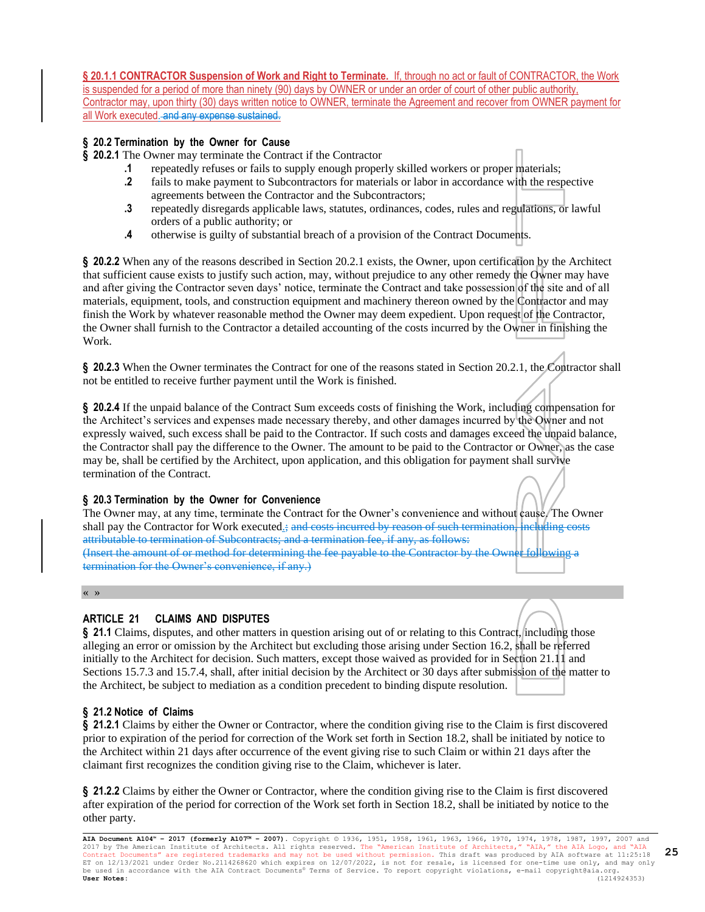**§ 20.1.1 CONTRACTOR Suspension of Work and Right to Terminate.** If, through no act or fault of CONTRACTOR, the Work is suspended for a period of more than ninety (90) days by OWNER or under an order of court of other public authority, Contractor may, upon thirty (30) days written notice to OWNER, terminate the Agreement and recover from OWNER payment for all Work executed. ~~and any expense sustained.~~

### § 20.2 Termination by the Owner for Cause

**§ 20.2.1** The Owner may terminate the Contract if the Contractor

- **.1** repeatedly refuses or fails to supply enough properly skilled workers or proper materials;
- **.2** fails to make payment to Subcontractors for materials or labor in accordance with the respective agreements between the Contractor and the Subcontractors;
- **.3** repeatedly disregards applicable laws, statutes, ordinances, codes, rules and regulations, or lawful orders of a public authority; or
- **.4** otherwise is guilty of substantial breach of a provision of the Contract Documents.

**§ 20.2.2** When any of the reasons described in Section 20.2.1 exists, the Owner, upon certification by the Architect that sufficient cause exists to justify such action, may, without prejudice to any other remedy the Owner may have and after giving the Contractor seven days' notice, terminate the Contract and take possession of the site and of all materials, equipment, tools, and construction equipment and machinery thereon owned by the Contractor and may finish the Work by whatever reasonable method the Owner may deem expedient. Upon request of the Contractor, the Owner shall furnish to the Contractor a detailed accounting of the costs incurred by the Owner in finishing the Work.

**§ 20.2.3** When the Owner terminates the Contract for one of the reasons stated in Section 20.2.1, the Contractor shall not be entitled to receive further payment until the Work is finished.

**§ 20.2.4** If the unpaid balance of the Contract Sum exceeds costs of finishing the Work, including compensation for the Architect's services and expenses made necessary thereby, and other damages incurred by the Owner and not expressly waived, such excess shall be paid to the Contractor. If such costs and damages exceed the unpaid balance, the Contractor shall pay the difference to the Owner. The amount to be paid to the Contractor or Owner, as the case may be, shall be certified by the Architect, upon application, and this obligation for payment shall survive termination of the Contract.

### § 20.3 Termination by the Owner for Convenience

The Owner may, at any time, terminate the Contract for the Owner's convenience and without cause. The Owner shall pay the Contractor for Work executed. ~~; and costs incurred by reason of such termination, including costs attributable to termination of Subcontracts; and a termination fee, if any, as follows:~~
~~(Insert the amount of or method for determining the fee payable to the Contractor by the Owner following a termination for the Owner's convenience, if any.)~~

« »

## ARTICLE 21 CLAIMS AND DISPUTES

**§ 21.1** Claims, disputes, and other matters in question arising out of or relating to this Contract, including those alleging an error or omission by the Architect but excluding those arising under Section 16.2, shall be referred initially to the Architect for decision. Such matters, except those waived as provided for in Section 21.11 and Sections 15.7.3 and 15.7.4, shall, after initial decision by the Architect or 30 days after submission of the matter to the Architect, be subject to mediation as a condition precedent to binding dispute resolution.

### § 21.2 Notice of Claims

**§ 21.2.1** Claims by either the Owner or Contractor, where the condition giving rise to the Claim is first discovered prior to expiration of the period for correction of the Work set forth in Section 18.2, shall be initiated by notice to the Architect within 21 days after occurrence of the event giving rise to such Claim or within 21 days after the claimant first recognizes the condition giving rise to the Claim, whichever is later.

**§ 21.2.2** Claims by either the Owner or Contractor, where the condition giving rise to the Claim is first discovered after expiration of the period for correction of the Work set forth in Section 18.2, shall be initiated by notice to the other party.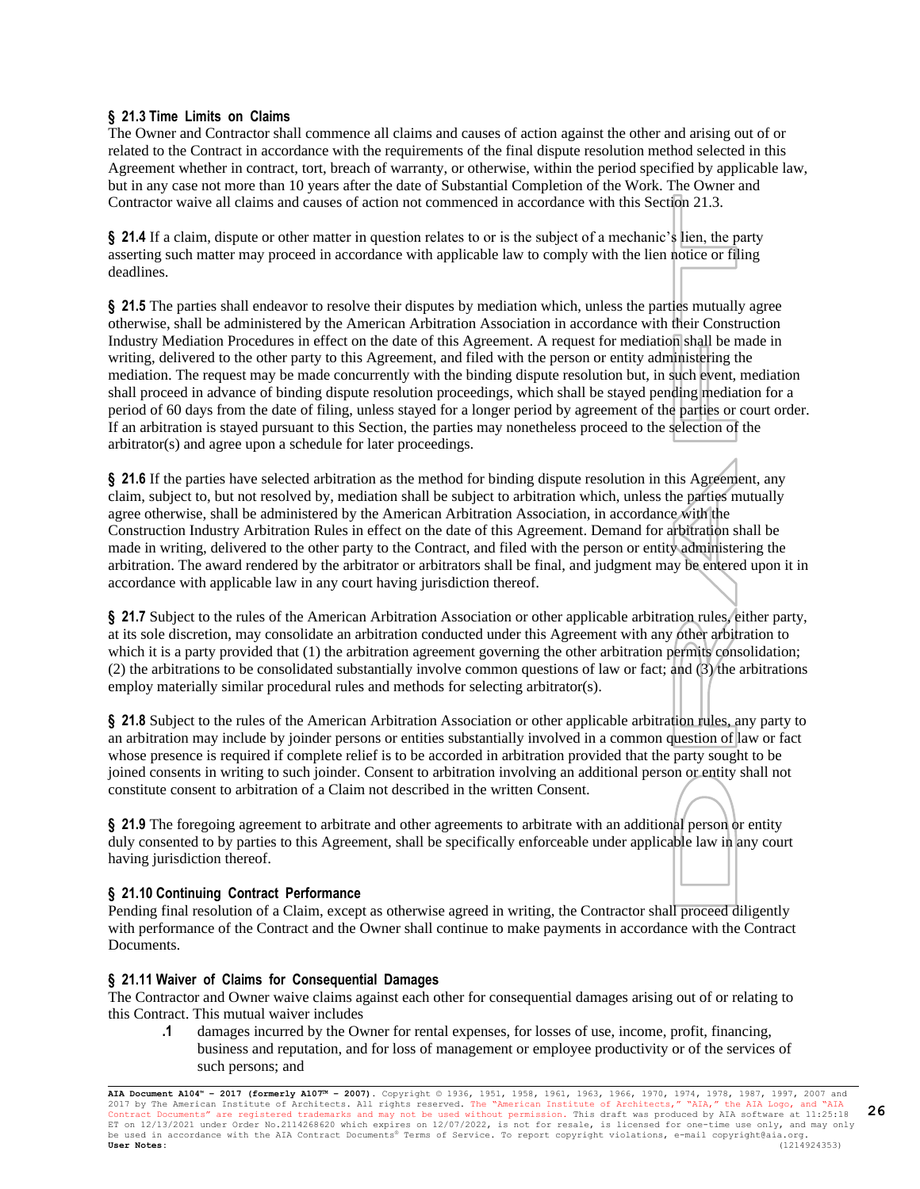**§ 21.3 Time Limits on Claims**
The Owner and Contractor shall commence all claims and causes of action against the other and arising out of or related to the Contract in accordance with the requirements of the final dispute resolution method selected in this Agreement whether in contract, tort, breach of warranty, or otherwise, within the period specified by applicable law, but in any case not more than 10 years after the date of Substantial Completion of the Work. The Owner and Contractor waive all claims and causes of action not commenced in accordance with this Section 21.3.

**§ 21.4** If a claim, dispute or other matter in question relates to or is the subject of a mechanic's lien, the party asserting such matter may proceed in accordance with applicable law to comply with the lien notice or filing deadlines.

**§ 21.5** The parties shall endeavor to resolve their disputes by mediation which, unless the parties mutually agree otherwise, shall be administered by the American Arbitration Association in accordance with their Construction Industry Mediation Procedures in effect on the date of this Agreement. A request for mediation shall be made in writing, delivered to the other party to this Agreement, and filed with the person or entity administering the mediation. The request may be made concurrently with the binding dispute resolution but, in such event, mediation shall proceed in advance of binding dispute resolution proceedings, which shall be stayed pending mediation for a period of 60 days from the date of filing, unless stayed for a longer period by agreement of the parties or court order. If an arbitration is stayed pursuant to this Section, the parties may nonetheless proceed to the selection of the arbitrator(s) and agree upon a schedule for later proceedings.

**§ 21.6** If the parties have selected arbitration as the method for binding dispute resolution in this Agreement, any claim, subject to, but not resolved by, mediation shall be subject to arbitration which, unless the parties mutually agree otherwise, shall be administered by the American Arbitration Association, in accordance with the Construction Industry Arbitration Rules in effect on the date of this Agreement. Demand for arbitration shall be made in writing, delivered to the other party to the Contract, and filed with the person or entity administering the arbitration. The award rendered by the arbitrator or arbitrators shall be final, and judgment may be entered upon it in accordance with applicable law in any court having jurisdiction thereof.

**§ 21.7** Subject to the rules of the American Arbitration Association or other applicable arbitration rules, either party, at its sole discretion, may consolidate an arbitration conducted under this Agreement with any other arbitration to which it is a party provided that (1) the arbitration agreement governing the other arbitration permits consolidation; (2) the arbitrations to be consolidated substantially involve common questions of law or fact; and (3) the arbitrations employ materially similar procedural rules and methods for selecting arbitrator(s).

**§ 21.8** Subject to the rules of the American Arbitration Association or other applicable arbitration rules, any party to an arbitration may include by joinder persons or entities substantially involved in a common question of law or fact whose presence is required if complete relief is to be accorded in arbitration provided that the party sought to be joined consents in writing to such joinder. Consent to arbitration involving an additional person or entity shall not constitute consent to arbitration of a Claim not described in the written Consent.

**§ 21.9** The foregoing agreement to arbitrate and other agreements to arbitrate with an additional person or entity duly consented to by parties to this Agreement, shall be specifically enforceable under applicable law in any court having jurisdiction thereof.

**§ 21.10 Continuing Contract Performance**
Pending final resolution of a Claim, except as otherwise agreed in writing, the Contractor shall proceed diligently with performance of the Contract and the Owner shall continue to make payments in accordance with the Contract Documents.

**§ 21.11 Waiver of Claims for Consequential Damages**
The Contractor and Owner waive claims against each other for consequential damages arising out of or relating to this Contract. This mutual waiver includes

**.1** damages incurred by the Owner for rental expenses, for losses of use, income, profit, financing, business and reputation, and for loss of management or employee productivity or of the services of such persons; and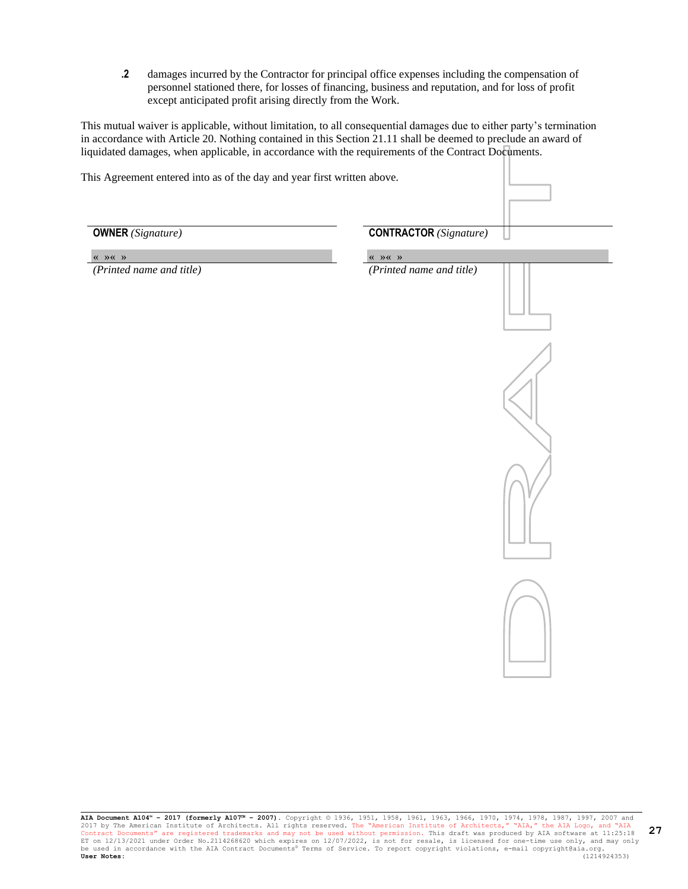**.2** damages incurred by the Contractor for principal office expenses including the compensation of personnel stationed there, for losses of financing, business and reputation, and for loss of profit except anticipated profit arising directly from the Work.

This mutual waiver is applicable, without limitation, to all consequential damages due to either party's termination in accordance with Article 20. Nothing contained in this Section 21.11 shall be deemed to preclude an award of liquidated damages, when applicable, in accordance with the requirements of the Contract Documents.

This Agreement entered into as of the day and year first written above.

| | |
|---|---|
| **OWNER** *(Signature)* | **CONTRACTOR** *(Signature)* |
| « »« » | « »« » |
| *(Printed name and title)* | *(Printed name and title)* |